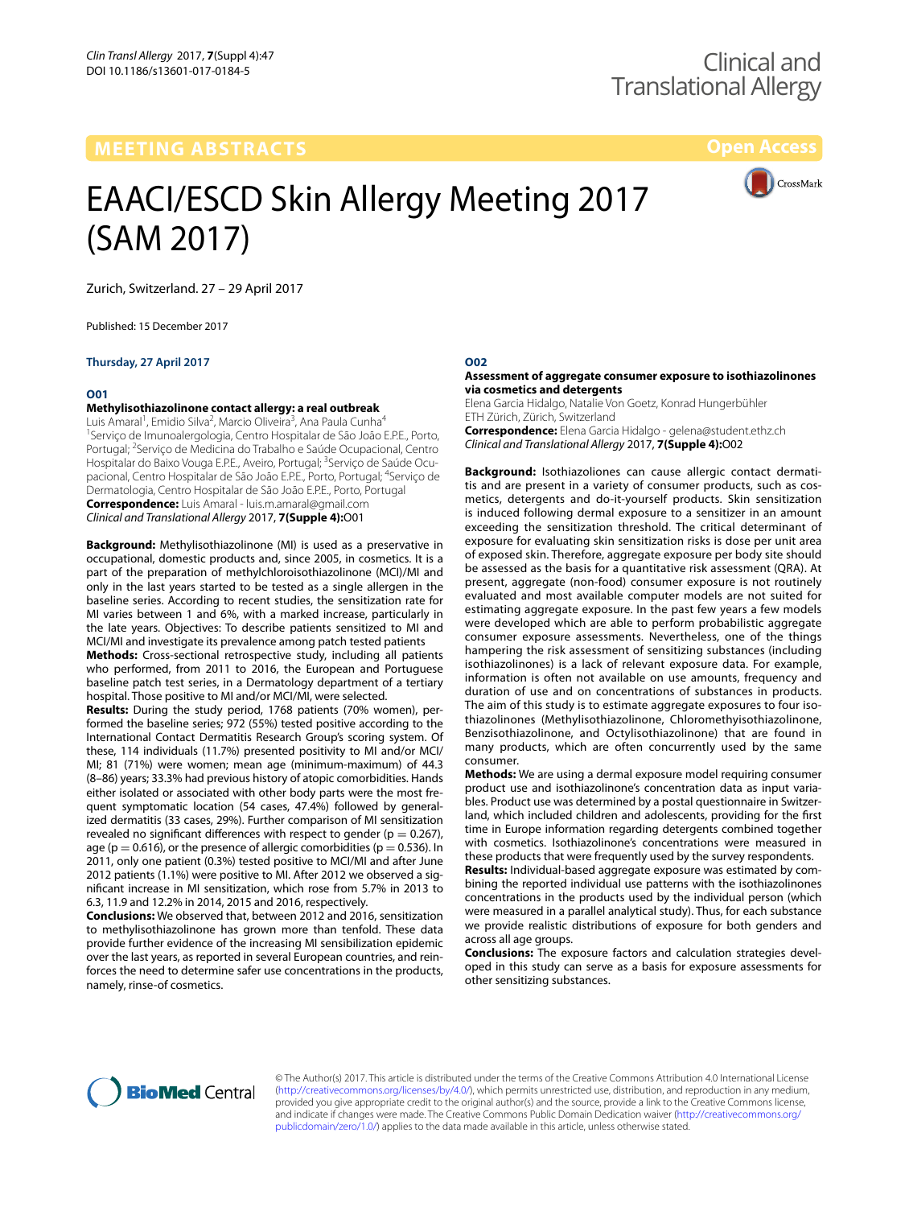MEETING ABSTRACTS

Open Access

# EAACI/ESCD Skin Allergy Meeting 2017 (SAM 2017)

Zurich, Switzerland. 27 – 29 April 2017

Published: 15 December 2017

## Thursday, 27 April 2017

### O01

**Methylisothiazolinone contact allergy: a real outbreak**

Luis Amaral[1], Emídio Silva[2], Marcio Oliveira[3], Ana Paula Cunha[4]

[1]Serviço de Imunoalergologia, Centro Hospitalar de São João E.P.E., Porto, Portugal; [2]Serviço de Medicina do Trabalho e Saúde Ocupacional, Centro Hospitalar do Baixo Vouga E.P.E., Aveiro, Portugal; [3]Serviço de Saúde Ocupacional, Centro Hospitalar de São João E.P.E., Porto, Portugal; [4]Serviço de Dermatologia, Centro Hospitalar de São João E.P.E., Porto, Portugal

**Correspondence:** Luis Amaral - luis.m.amaral@gmail.com

*Clinical and Translational Allergy* 2017, **7(Supple 4):**O01

**Background:** Methylisothiazolinone (MI) is used as a preservative in occupational, domestic products and, since 2005, in cosmetics. It is a part of the preparation of methylchloroisothiazolinone (MCI)/MI and only in the last years started to be tested as a single allergen in the baseline series. According to recent studies, the sensitization rate for MI varies between 1 and 6%, with a marked increase, particularly in the late years. Objectives: To describe patients sensitized to MI and MCI/MI and investigate its prevalence among patch tested patients

**Methods:** Cross-sectional retrospective study, including all patients who performed, from 2011 to 2016, the European and Portuguese baseline patch test series, in a Dermatology department of a tertiary hospital. Those positive to MI and/or MCI/MI, were selected.

**Results:** During the study period, 1768 patients (70% women), performed the baseline series; 972 (55%) tested positive according to the International Contact Dermatitis Research Group's scoring system. Of these, 114 individuals (11.7%) presented positivity to MI and/or MCI/MI; 81 (71%) were women; mean age (minimum-maximum) of 44.3 (8–86) years; 33.3% had previous history of atopic comorbidities. Hands either isolated or associated with other body parts were the most frequent symptomatic location (54 cases, 47.4%) followed by generalized dermatitis (33 cases, 29%). Further comparison of MI sensitization revealed no significant differences with respect to gender ($p = 0.267$), age ($p = 0.616$), or the presence of allergic comorbidities ($p = 0.536$). In 2011, only one patient (0.3%) tested positive to MCI/MI and after June 2012 patients (1.1%) were positive to MI. After 2012 we observed a significant increase in MI sensitization, which rose from 5.7% in 2013 to 6.3, 11.9 and 12.2% in 2014, 2015 and 2016, respectively.

**Conclusions:** We observed that, between 2012 and 2016, sensitization to methylisothiazolinone has grown more than tenfold. These data provide further evidence of the increasing MI sensibilization epidemic over the last years, as reported in several European countries, and reinforces the need to determine safer use concentrations in the products, namely, rinse-of cosmetics.

### O02

**Assessment of aggregate consumer exposure to isothiazolinones via cosmetics and detergents**

Elena Garcia Hidalgo, Natalie Von Goetz, Konrad Hungerbühler

ETH Zürich, Zürich, Switzerland

**Correspondence:** Elena Garcia Hidalgo - gelena@student.ethz.ch

*Clinical and Translational Allergy* 2017, **7(Supple 4):**O02

**Background:** Isothiazoliones can cause allergic contact dermatitis and are present in a variety of consumer products, such as cosmetics, detergents and do-it-yourself products. Skin sensitization is induced following dermal exposure to a sensitizer in an amount exceeding the sensitization threshold. The critical determinant of exposure for evaluating skin sensitization risks is dose per unit area of exposed skin. Therefore, aggregate exposure per body site should be assessed as the basis for a quantitative risk assessment (QRA). At present, aggregate (non-food) consumer exposure is not routinely evaluated and most available computer models are not suited for estimating aggregate exposure. In the past few years a few models were developed which are able to perform probabilistic aggregate consumer exposure assessments. Nevertheless, one of the things hampering the risk assessment of sensitizing substances (including isothiazolinones) is a lack of relevant exposure data. For example, information is often not available on use amounts, frequency and duration of use and on concentrations of substances in products. The aim of this study is to estimate aggregate exposures to four isothiazolinones (Methylisothiazolinone, Chloromethyisothiazolinone, Benzisothiazolinone, and Octylisothiazolinone) that are found in many products, which are often concurrently used by the same consumer.

**Methods:** We are using a dermal exposure model requiring consumer product use and isothiazolinone's concentration data as input variables. Product use was determined by a postal questionnaire in Switzerland, which included children and adolescents, providing for the first time in Europe information regarding detergents combined together with cosmetics. Isothiazolinone's concentrations were measured in these products that were frequently used by the survey respondents.

**Results:** Individual-based aggregate exposure was estimated by combining the reported individual use patterns with the isothiazolinones concentrations in the products used by the individual person (which were measured in a parallel analytical study). Thus, for each substance we provide realistic distributions of exposure for both genders and across all age groups.

**Conclusions:** The exposure factors and calculation strategies developed in this study can serve as a basis for exposure assessments for other sensitizing substances.

© The Author(s) 2017. This article is distributed under the terms of the Creative Commons Attribution 4.0 International License (http://creativecommons.org/licenses/by/4.0/), which permits unrestricted use, distribution, and reproduction in any medium, provided you give appropriate credit to the original author(s) and the source, provide a link to the Creative Commons license, and indicate if changes were made. The Creative Commons Public Domain Dedication waiver (http://creativecommons.org/publicdomain/zero/1.0/) applies to the data made available in this article, unless otherwise stated.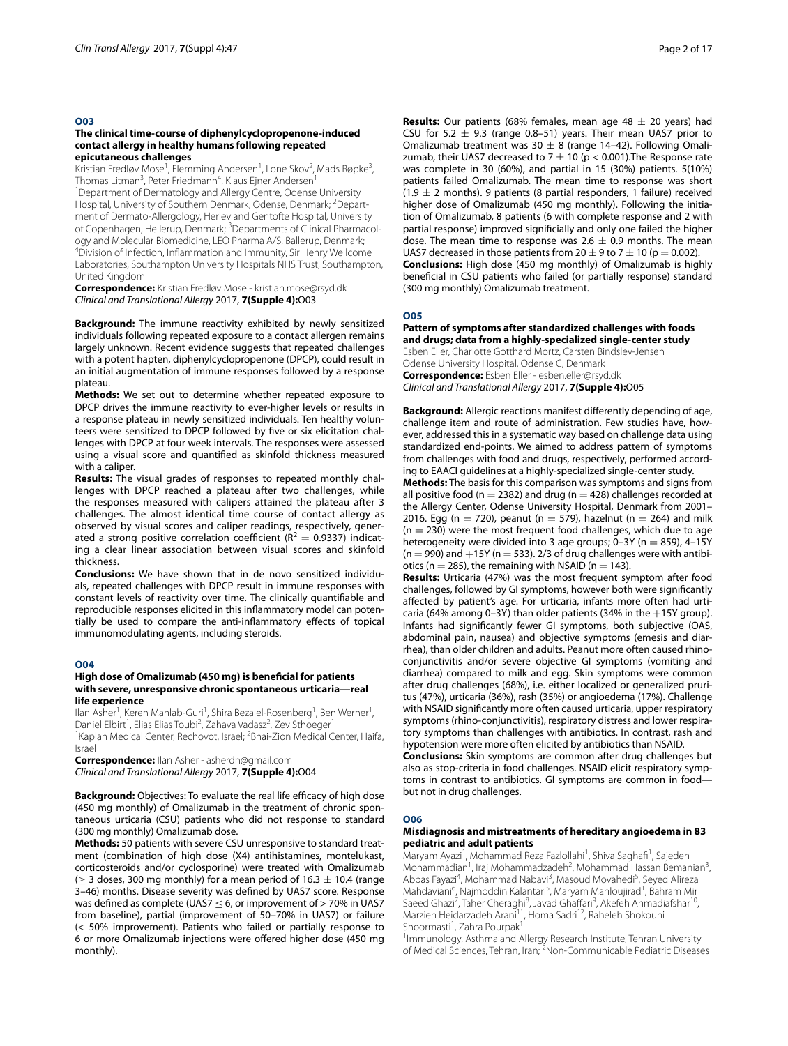## O03

### The clinical time-course of diphenylcyclopropenone-induced contact allergy in healthy humans following repeated epicutaneous challenges

Kristian Fredløv Mose[1], Flemming Andersen[1], Lone Skov[2], Mads Røpke[3], Thomas Litman[3], Peter Friedmann[4], Klaus Ejner Andersen[1]

[1]Department of Dermatology and Allergy Centre, Odense University Hospital, University of Southern Denmark, Odense, Denmark; [2]Department of Dermato-Allergology, Herlev and Gentofte Hospital, University of Copenhagen, Hellerup, Denmark; [3]Departments of Clinical Pharmacology and Molecular Biomedicine, LEO Pharma A/S, Ballerup, Denmark; [4]Division of Infection, Inflammation and Immunity, Sir Henry Wellcome Laboratories, Southampton University Hospitals NHS Trust, Southampton, United Kingdom

**Correspondence:** Kristian Fredløv Mose - kristian.mose@rsyd.dk
*Clinical and Translational Allergy* 2017, **7(Supple 4):**O03

**Background:** The immune reactivity exhibited by newly sensitized individuals following repeated exposure to a contact allergen remains largely unknown. Recent evidence suggests that repeated challenges with a potent hapten, diphenylcyclopropenone (DPCP), could result in an initial augmentation of immune responses followed by a response plateau.

**Methods:** We set out to determine whether repeated exposure to DPCP drives the immune reactivity to ever-higher levels or results in a response plateau in newly sensitized individuals. Ten healthy volunteers were sensitized to DPCP followed by five or six elicitation challenges with DPCP at four week intervals. The responses were assessed using a visual score and quantified as skinfold thickness measured with a caliper.

**Results:** The visual grades of responses to repeated monthly challenges with DPCP reached a plateau after two challenges, while the responses measured with calipers attained the plateau after 3 challenges. The almost identical time course of contact allergy as observed by visual scores and caliper readings, respectively, generated a strong positive correlation coefficient ($R^2 = 0.9337$) indicating a clear linear association between visual scores and skinfold thickness.

**Conclusions:** We have shown that in de novo sensitized individuals, repeated challenges with DPCP result in immune responses with constant levels of reactivity over time. The clinically quantifiable and reproducible responses elicited in this inflammatory model can potentially be used to compare the anti-inflammatory effects of topical immunomodulating agents, including steroids.

## O04

### High dose of Omalizumab (450 mg) is beneficial for patients with severe, unresponsive chronic spontaneous urticaria—real life experience

Ilan Asher[1], Keren Mahlab-Guri[1], Shira Bezalel-Rosenberg[1], Ben Werner[1], Daniel Elbirt[1], Elias Elias Toubi[2], Zahava Vadasz[2], Zev Sthoeger[1]

[1]Kaplan Medical Center, Rechovot, Israel; [2]Bnai-Zion Medical Center, Haifa, Israel

**Correspondence:** Ilan Asher - asherdn@gmail.com
*Clinical and Translational Allergy* 2017, **7(Supple 4):**O04

**Background:** Objectives: To evaluate the real life efficacy of high dose (450 mg monthly) of Omalizumab in the treatment of chronic spontaneous urticaria (CSU) patients who did not response to standard (300 mg monthly) Omalizumab dose.

**Methods:** 50 patients with severe CSU unresponsive to standard treatment (combination of high dose (X4) antihistamines, montelukast, corticosteroids and/or cyclosporine) were treated with Omalizumab ($\geq$ 3 doses, 300 mg monthly) for a mean period of 16.3 $\pm$ 10.4 (range 3–46) months. Disease severity was defined by UAS7 score. Response was defined as complete (UAS7 $\leq$ 6, or improvement of > 70% in UAS7 from baseline), partial (improvement of 50–70% in UAS7) or failure (< 50% improvement). Patients who failed or partially response to 6 or more Omalizumab injections were offered higher dose (450 mg monthly).

**Results:** Our patients (68% females, mean age 48 $\pm$ 20 years) had CSU for 5.2 $\pm$ 9.3 (range 0.8–51) years. Their mean UAS7 prior to Omalizumab treatment was 30 $\pm$ 8 (range 14–42). Following Omalizumab, their UAS7 decreased to 7 $\pm$ 10 ($p < 0.001$).The Response rate was complete in 30 (60%), and partial in 15 (30%) patients. 5(10%) patients failed Omalizumab. The mean time to response was short (1.9 $\pm$ 2 months). 9 patients (8 partial responders, 1 failure) received higher dose of Omalizumab (450 mg monthly). Following the initiation of Omalizumab, 8 patients (6 with complete response and 2 with partial response) improved significally and only one failed the higher dose. The mean time to response was 2.6 $\pm$ 0.9 months. The mean UAS7 decreased in those patients from 20 $\pm$ 9 to 7 $\pm$ 10 ($p = 0.002$).

**Conclusions:** High dose (450 mg monthly) of Omalizumab is highly beneficial in CSU patients who failed (or partially response) standard (300 mg monthly) Omalizumab treatment.

## O05

### Pattern of symptoms after standardized challenges with foods and drugs; data from a highly-specialized single-center study

Esben Eller, Charlotte Gotthard Mortz, Carsten Bindslev-Jensen
Odense University Hospital, Odense C, Denmark

**Correspondence:** Esben Eller - esben.eller@rsyd.dk
*Clinical and Translational Allergy* 2017, **7(Supple 4):**O05

**Background:** Allergic reactions manifest differently depending of age, challenge item and route of administration. Few studies have, however, addressed this in a systematic way based on challenge data using standardized end-points. We aimed to address pattern of symptoms from challenges with food and drugs, respectively, performed according to EAACI guidelines at a highly-specialized single-center study.

**Methods:** The basis for this comparison was symptoms and signs from all positive food (n = 2382) and drug (n = 428) challenges recorded at the Allergy Center, Odense University Hospital, Denmark from 2001–2016. Egg (n = 720), peanut (n = 579), hazelnut (n = 264) and milk (n = 230) were the most frequent food challenges, which due to age heterogeneity were divided into 3 age groups; 0–3Y (n = 859), 4–15Y (n = 990) and +15Y (n = 533). 2/3 of drug challenges were with antibiotics (n = 285), the remaining with NSAID (n = 143).

**Results:** Urticaria (47%) was the most frequent symptom after food challenges, followed by GI symptoms, however both were significantly affected by patient's age. For urticaria, infants more often had urticaria (64% among 0–3Y) than older patients (34% in the +15Y group). Infants had significantly fewer GI symptoms, both subjective (OAS, abdominal pain, nausea) and objective symptoms (emesis and diarrhea), than older children and adults. Peanut more often caused rhinoconjunctivitis and/or severe objective GI symptoms (vomiting and diarrhea) compared to milk and egg. Skin symptoms were common after drug challenges (68%), i.e. either localized or generalized pruritus (47%), urticaria (36%), rash (35%) or angioedema (17%). Challenge with NSAID significantly more often caused urticaria, upper respiratory symptoms (rhino-conjunctivitis), respiratory distress and lower respiratory symptoms than challenges with antibiotics. In contrast, rash and hypotension were more often elicited by antibiotics than NSAID.

**Conclusions:** Skin symptoms are common after drug challenges but also as stop-criteria in food challenges. NSAID elicit respiratory symptoms in contrast to antibiotics. GI symptoms are common in food—but not in drug challenges.

## O06

### Misdiagnosis and mistreatments of hereditary angioedema in 83 pediatric and adult patients

Maryam Ayazi[1], Mohammad Reza Fazlollahi[1], Shiva Saghafi[1], Sajedeh Mohammadian[1], Iraj Mohammadzadeh[2], Mohammad Hassan Bemanian[3], Abbas Fayazi[4], Mohammad Nabavi[3], Masoud Movahedi[5], Seyed Alireza Mahdaviani[6], Najmoddin Kalantari[5], Maryam Mahloujirad[1], Bahram Mir Saeed Ghazi[7], Taher Cheraghi[8], Javad Ghaffari[9], Akefeh Ahmadiafshar[10], Marzieh Heidarzadeh Arani[11], Homa Sadri[12], Raheleh Shokouhi Shoormasti[1], Zahra Pourpak[1]

[1]Immunology, Asthma and Allergy Research Institute, Tehran University of Medical Sciences, Tehran, Iran; [2]Non-Communicable Pediatric Diseases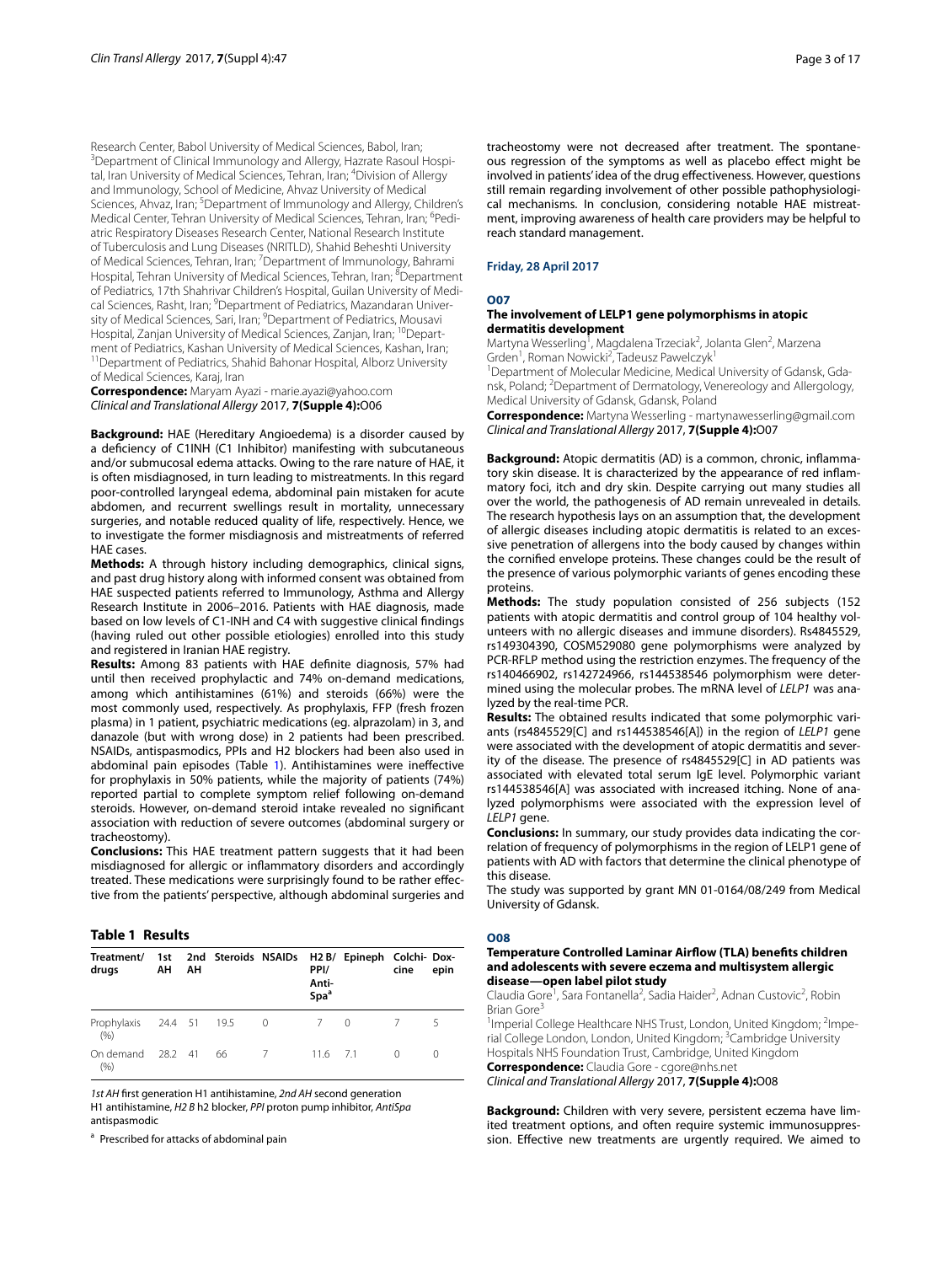Research Center, Babol University of Medical Sciences, Babol, Iran; [3]Department of Clinical Immunology and Allergy, Hazrate Rasoul Hospital, Iran University of Medical Sciences, Tehran, Iran; [4]Division of Allergy and Immunology, School of Medicine, Ahvaz University of Medical Sciences, Ahvaz, Iran; [5]Department of Immunology and Allergy, Children's Medical Center, Tehran University of Medical Sciences, Tehran, Iran; [6]Pediatric Respiratory Diseases Research Center, National Research Institute of Tuberculosis and Lung Diseases (NRITLD), Shahid Beheshti University of Medical Sciences, Tehran, Iran; [7]Department of Immunology, Bahrami Hospital, Tehran University of Medical Sciences, Tehran, Iran; [8]Department of Pediatrics, 17th Shahrivar Children's Hospital, Guilan University of Medical Sciences, Rasht, Iran; [9]Department of Pediatrics, Mazandaran University of Medical Sciences, Sari, Iran; [9]Department of Pediatrics, Mousavi Hospital, Zanjan University of Medical Sciences, Zanjan, Iran; [10]Department of Pediatrics, Kashan University of Medical Sciences, Kashan, Iran; [11]Department of Pediatrics, Shahid Bahonar Hospital, Alborz University of Medical Sciences, Karaj, Iran

**Correspondence:** Maryam Ayazi - marie.ayazi@yahoo.com
*Clinical and Translational Allergy* 2017, **7(Supple 4):**O06

**Background:** HAE (Hereditary Angioedema) is a disorder caused by a deficiency of C1INH (C1 Inhibitor) manifesting with subcutaneous and/or submucosal edema attacks. Owing to the rare nature of HAE, it is often misdiagnosed, in turn leading to mistreatments. In this regard poor-controlled laryngeal edema, abdominal pain mistaken for acute abdomen, and recurrent swellings result in mortality, unnecessary surgeries, and notable reduced quality of life, respectively. Hence, we to investigate the former misdiagnosis and mistreatments of referred HAE cases.

**Methods:** A through history including demographics, clinical signs, and past drug history along with informed consent was obtained from HAE suspected patients referred to Immunology, Asthma and Allergy Research Institute in 2006–2016. Patients with HAE diagnosis, made based on low levels of C1-INH and C4 with suggestive clinical findings (having ruled out other possible etiologies) enrolled into this study and registered in Iranian HAE registry.

**Results:** Among 83 patients with HAE definite diagnosis, 57% had until then received prophylactic and 74% on-demand medications, among which antihistamines (61%) and steroids (66%) were the most commonly used, respectively. As prophylaxis, FFP (fresh frozen plasma) in 1 patient, psychiatric medications (eg. alprazolam) in 3, and danazole (but with wrong dose) in 2 patients had been prescribed. NSAIDs, antispasmodics, PPIs and H2 blockers had been also used in abdominal pain episodes (Table 1). Antihistamines were ineffective for prophylaxis in 50% patients, while the majority of patients (74%) reported partial to complete symptom relief following on-demand steroids. However, on-demand steroid intake revealed no significant association with reduction of severe outcomes (abdominal surgery or tracheostomy).

**Conclusions:** This HAE treatment pattern suggests that it had been misdiagnosed for allergic or inflammatory disorders and accordingly treated. These medications were surprisingly found to be rather effective from the patients' perspective, although abdominal surgeries and tracheostomy were not decreased after treatment. The spontaneous regression of the symptoms as well as placebo effect might be involved in patients' idea of the drug effectiveness. However, questions still remain regarding involvement of other possible pathophysiological mechanisms. In conclusion, considering notable HAE mistreatment, improving awareness of health care providers may be helpful to reach standard management.

**Table 1 Results**

| Treatment/drugs | 1st AH | 2nd AH | Steroids | NSAIDs | H2 B/PPI/Anti-Spa[a] | Epineph | Colchicine | Doxepin |
|---|---|---|---|---|---|---|---|---|
| Prophylaxis (%) | 24.4 | 51 | 19.5 | 0 | 7 | 0 | 7 | 5 |
| On demand (%) | 28.2 | 41 | 66 | 7 | 11.6 | 7.1 | 0 | 0 |

*1st AH* first generation H1 antihistamine, *2nd AH* second generation H1 antihistamine, *H2 B* h2 blocker, *PPI* proton pump inhibitor, *AntiSpa* antispasmodic

[a] Prescribed for attacks of abdominal pain

## Friday, 28 April 2017

### O07

### The involvement of LELP1 gene polymorphisms in atopic dermatitis development

Martyna Wesserling[1], Magdalena Trzeciak[2], Jolanta Glen[2], Marzena Grden[1], Roman Nowicki[2], Tadeusz Pawelczyk[1]

[1]Department of Molecular Medicine, Medical University of Gdansk, Gdansk, Poland; [2]Department of Dermatology, Venereology and Allergology, Medical University of Gdansk, Gdansk, Poland

**Correspondence:** Martyna Wesserling - martynawesserling@gmail.com
*Clinical and Translational Allergy* 2017, **7(Supple 4):**O07

**Background:** Atopic dermatitis (AD) is a common, chronic, inflammatory skin disease. It is characterized by the appearance of red inflammatory foci, itch and dry skin. Despite carrying out many studies all over the world, the pathogenesis of AD remain unrevealed in details. The research hypothesis lays on an assumption that, the development of allergic diseases including atopic dermatitis is related to an excessive penetration of allergens into the body caused by changes within the cornified envelope proteins. These changes could be the result of the presence of various polymorphic variants of genes encoding these proteins.

**Methods:** The study population consisted of 256 subjects (152 patients with atopic dermatitis and control group of 104 healthy volunteers with no allergic diseases and immune disorders). Rs4845529, rs149304390, COSM529080 gene polymorphisms were analyzed by PCR-RFLP method using the restriction enzymes. The frequency of the rs140466902, rs142724966, rs144538546 polymorphism were determined using the molecular probes. The mRNA level of *LELP1* was analyzed by the real-time PCR.

**Results:** The obtained results indicated that some polymorphic variants (rs4845529[C] and rs144538546[A]) in the region of *LELP1* gene were associated with the development of atopic dermatitis and severity of the disease. The presence of rs4845529[C] in AD patients was associated with elevated total serum IgE level. Polymorphic variant rs144538546[A] was associated with increased itching. None of analyzed polymorphisms were associated with the expression level of *LELP1* gene.

**Conclusions:** In summary, our study provides data indicating the correlation of frequency of polymorphisms in the region of LELP1 gene of patients with AD with factors that determine the clinical phenotype of this disease.

The study was supported by grant MN 01-0164/08/249 from Medical University of Gdansk.

### O08

### Temperature Controlled Laminar Airflow (TLA) benefits children and adolescents with severe eczema and multisystem allergic disease—open label pilot study

Claudia Gore[1], Sara Fontanella[2], Sadia Haider[2], Adnan Custovic[2], Robin Brian Gore[3]

[1]Imperial College Healthcare NHS Trust, London, United Kingdom; [2]Imperial College London, London, United Kingdom; [3]Cambridge University Hospitals NHS Foundation Trust, Cambridge, United Kingdom

**Correspondence:** Claudia Gore - cgore@nhs.net
*Clinical and Translational Allergy* 2017, **7(Supple 4):**O08

**Background:** Children with very severe, persistent eczema have limited treatment options, and often require systemic immunosuppression. Effective new treatments are urgently required. We aimed to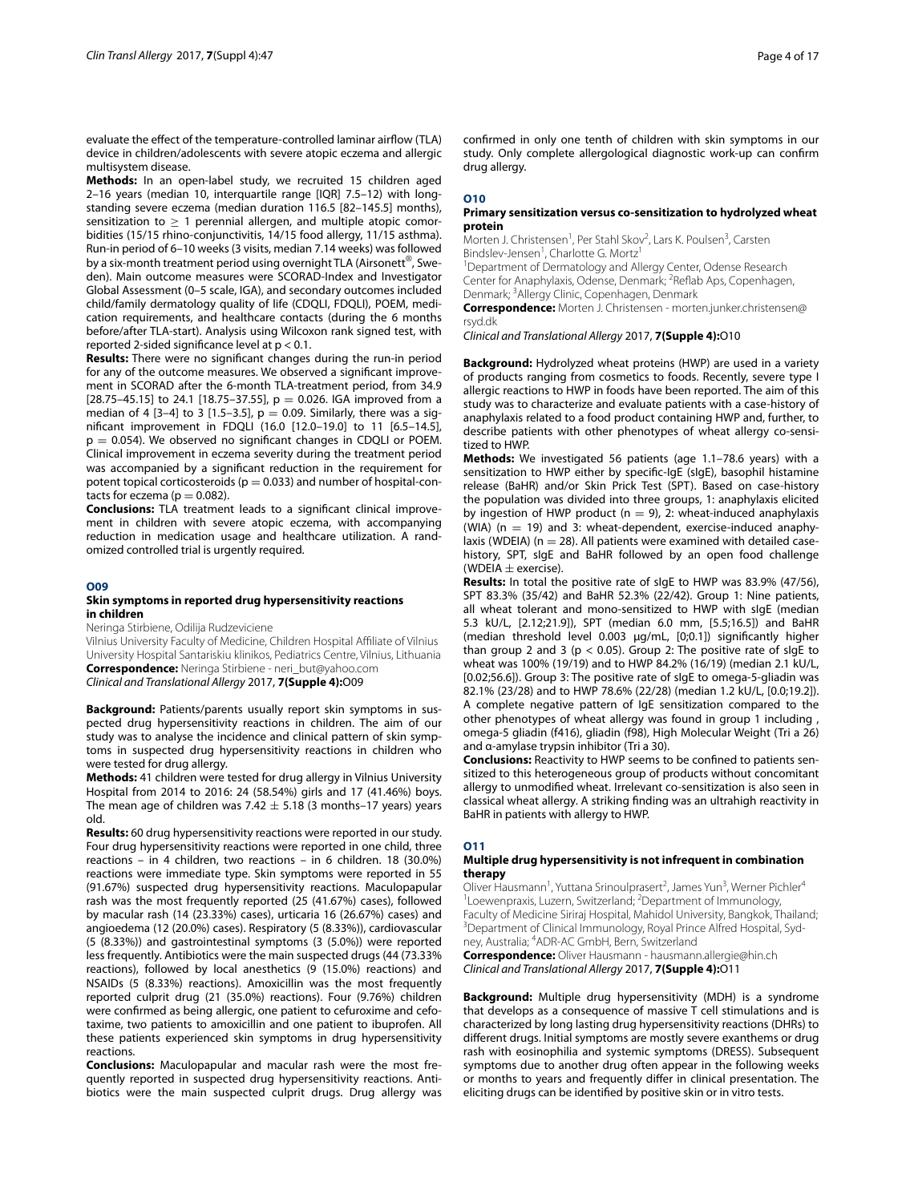evaluate the effect of the temperature-controlled laminar airflow (TLA) device in children/adolescents with severe atopic eczema and allergic multisystem disease.

**Methods:** In an open-label study, we recruited 15 children aged 2–16 years (median 10, interquartile range [IQR] 7.5–12) with long-standing severe eczema (median duration 116.5 [82–145.5] months), sensitization to $\geq$ 1 perennial allergen, and multiple atopic comorbidities (15/15 rhino-conjunctivitis, 14/15 food allergy, 11/15 asthma). Run-in period of 6–10 weeks (3 visits, median 7.14 weeks) was followed by a six-month treatment period using overnight TLA (Airsonett®, Sweden). Main outcome measures were SCORAD-Index and Investigator Global Assessment (0–5 scale, IGA), and secondary outcomes included child/family dermatology quality of life (CDQLI, FDQLI), POEM, medication requirements, and healthcare contacts (during the 6 months before/after TLA-start). Analysis using Wilcoxon rank signed test, with reported 2-sided significance level at $p < 0.1$.

**Results:** There were no significant changes during the run-in period for any of the outcome measures. We observed a significant improvement in SCORAD after the 6-month TLA-treatment period, from 34.9 [28.75–45.15] to 24.1 [18.75–37.55], $p = 0.026$. IGA improved from a median of 4 [3–4] to 3 [1.5–3.5], $p = 0.09$. Similarly, there was a significant improvement in FDQLI (16.0 [12.0–19.0] to 11 [6.5–14.5], $p = 0.054$). We observed no significant changes in CDQLI or POEM. Clinical improvement in eczema severity during the treatment period was accompanied by a significant reduction in the requirement for potent topical corticosteroids ($p = 0.033$) and number of hospital-contacts for eczema ($p = 0.082$).

**Conclusions:** TLA treatment leads to a significant clinical improvement in children with severe atopic eczema, with accompanying reduction in medication usage and healthcare utilization. A randomized controlled trial is urgently required.

## O09

### Skin symptoms in reported drug hypersensitivity reactions in children

Neringa Stirbiene, Odilija Rudzeviciene

Vilnius University Faculty of Medicine, Children Hospital Affiliate of Vilnius University Hospital Santariskiu klinikos, Pediatrics Centre, Vilnius, Lithuania

**Correspondence:** Neringa Stirbiene - neri_but@yahoo.com

*Clinical and Translational Allergy* 2017, **7(Supple 4):**O09

**Background:** Patients/parents usually report skin symptoms in suspected drug hypersensitivity reactions in children. The aim of our study was to analyse the incidence and clinical pattern of skin symptoms in suspected drug hypersensitivity reactions in children who were tested for drug allergy.

**Methods:** 41 children were tested for drug allergy in Vilnius University Hospital from 2014 to 2016: 24 (58.54%) girls and 17 (41.46%) boys. The mean age of children was 7.42 ± 5.18 (3 months–17 years) years old.

**Results:** 60 drug hypersensitivity reactions were reported in our study. Four drug hypersensitivity reactions were reported in one child, three reactions – in 4 children, two reactions – in 6 children. 18 (30.0%) reactions were immediate type. Skin symptoms were reported in 55 (91.67%) suspected drug hypersensitivity reactions. Maculopapular rash was the most frequently reported (25 (41.67%) cases), followed by macular rash (14 (23.33%) cases), urticaria 16 (26.67%) cases) and angioedema (12 (20.0%) cases). Respiratory (5 (8.33%)), cardiovascular (5 (8.33%)) and gastrointestinal symptoms (3 (5.0%)) were reported less frequently. Antibiotics were the main suspected drugs (44 (73.33% reactions), followed by local anesthetics (9 (15.0%) reactions) and NSAIDs (5 (8.33%) reactions). Amoxicillin was the most frequently reported culprit drug (21 (35.0%) reactions). Four (9.76%) children were confirmed as being allergic, one patient to cefuroxime and cefotaxime, two patients to amoxicillin and one patient to ibuprofen. All these patients experienced skin symptoms in drug hypersensitivity reactions.

**Conclusions:** Maculopapular and macular rash were the most frequently reported in suspected drug hypersensitivity reactions. Antibiotics were the main suspected culprit drugs. Drug allergy was confirmed in only one tenth of children with skin symptoms in our study. Only complete allergological diagnostic work-up can confirm drug allergy.

## O10

### Primary sensitization versus co-sensitization to hydrolyzed wheat protein

Morten J. Christensen[1], Per Stahl Skov[2], Lars K. Poulsen[3], Carsten Bindslev-Jensen[1], Charlotte G. Mortz[1]

[1]Department of Dermatology and Allergy Center, Odense Research Center for Anaphylaxis, Odense, Denmark; [2]Reflab Aps, Copenhagen, Denmark; [3]Allergy Clinic, Copenhagen, Denmark

**Correspondence:** Morten J. Christensen - morten.junker.christensen@rsyd.dk

*Clinical and Translational Allergy* 2017, **7(Supple 4):**O10

**Background:** Hydrolyzed wheat proteins (HWP) are used in a variety of products ranging from cosmetics to foods. Recently, severe type I allergic reactions to HWP in foods have been reported. The aim of this study was to characterize and evaluate patients with a case-history of anaphylaxis related to a food product containing HWP and, further, to describe patients with other phenotypes of wheat allergy co-sensitized to HWP.

**Methods:** We investigated 56 patients (age 1.1–78.6 years) with a sensitization to HWP either by specific-IgE (sIgE), basophil histamine release (BaHR) and/or Skin Prick Test (SPT). Based on case-history the population was divided into three groups, 1: anaphylaxis elicited by ingestion of HWP product ($n = 9$), 2: wheat-induced anaphylaxis (WIA) ($n = 19$) and 3: wheat-dependent, exercise-induced anaphylaxis (WDEIA) ($n = 28$). All patients were examined with detailed case-history, SPT, sIgE and BaHR followed by an open food challenge (WDEIA ± exercise).

**Results:** In total the positive rate of sIgE to HWP was 83.9% (47/56), SPT 83.3% (35/42) and BaHR 52.3% (22/42). Group 1: Nine patients, all wheat tolerant and mono-sensitized to HWP with sIgE (median 5.3 kU/L, [2.12;21.9]), SPT (median 6.0 mm, [5.5;16.5]) and BaHR (median threshold level 0.003 μg/mL, [0;0.1]) significantly higher than group 2 and 3 ($p < 0.05$). Group 2: The positive rate of sIgE to wheat was 100% (19/19) and to HWP 84.2% (16/19) (median 2.1 kU/L, [0.02;56.6]). Group 3: The positive rate of sIgE to omega-5-gliadin was 82.1% (23/28) and to HWP 78.6% (22/28) (median 1.2 kU/L, [0.0;19.2]). A complete negative pattern of IgE sensitization compared to the other phenotypes of wheat allergy was found in group 1 including , omega-5 gliadin (f416), gliadin (f98), High Molecular Weight (Tri a 26) and α-amylase trypsin inhibitor (Tri a 30).

**Conclusions:** Reactivity to HWP seems to be confined to patients sensitized to this heterogeneous group of products without concomitant allergy to unmodified wheat. Irrelevant co-sensitization is also seen in classical wheat allergy. A striking finding was an ultrahigh reactivity in BaHR in patients with allergy to HWP.

## O11

### Multiple drug hypersensitivity is not infrequent in combination therapy

Oliver Hausmann[1], Yuttana Srinoulprasert[2], James Yun[3], Werner Pichler[4]

[1]Loewenpraxis, Luzern, Switzerland; [2]Department of Immunology, Faculty of Medicine Siriraj Hospital, Mahidol University, Bangkok, Thailand; [3]Department of Clinical Immunology, Royal Prince Alfred Hospital, Sydney, Australia; [4]ADR-AC GmbH, Bern, Switzerland

**Correspondence:** Oliver Hausmann - hausmann.allergie@hin.ch

*Clinical and Translational Allergy* 2017, **7(Supple 4):**O11

**Background:** Multiple drug hypersensitivity (MDH) is a syndrome that develops as a consequence of massive T cell stimulations and is characterized by long lasting drug hypersensitivity reactions (DHRs) to different drugs. Initial symptoms are mostly severe exanthems or drug rash with eosinophilia and systemic symptoms (DRESS). Subsequent symptoms due to another drug often appear in the following weeks or months to years and frequently differ in clinical presentation. The eliciting drugs can be identified by positive skin or in vitro tests.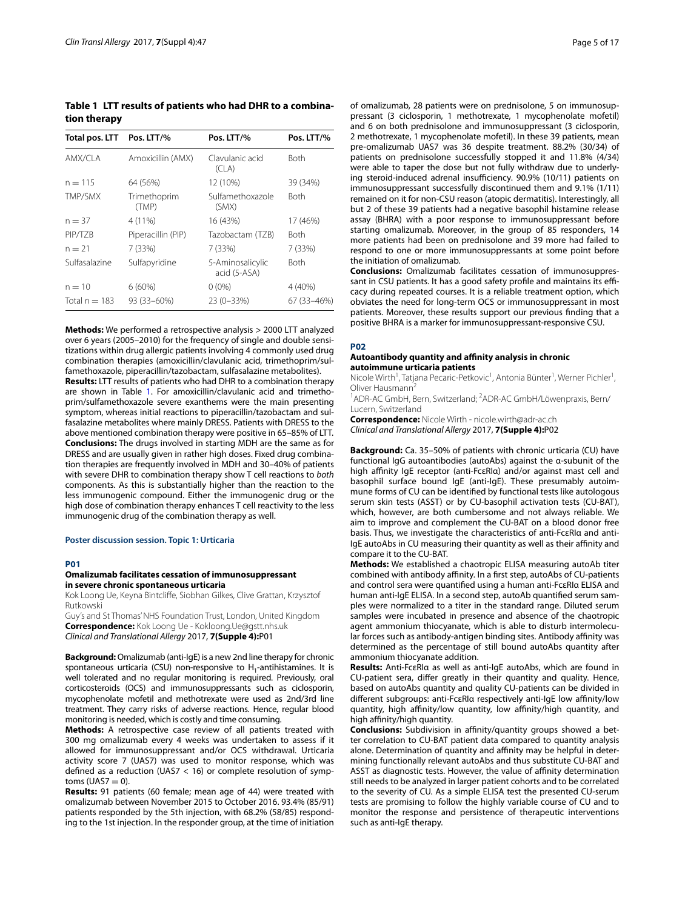**Table 1 LTT results of patients who had DHR to a combination therapy**

| Total pos. LTT | Pos. LTT/% | Pos. LTT/% | Pos. LTT/% |
|---|---|---|---|
| AMX/CLA | Amoxicillin (AMX) | Clavulanic acid (CLA) | Both |
| n = 115 | 64 (56%) | 12 (10%) | 39 (34%) |
| TMP/SMX | Trimethoprim (TMP) | Sulfamethoxazole (SMX) | Both |
| n = 37 | 4 (11%) | 16 (43%) | 17 (46%) |
| PIP/TZB | Piperacillin (PIP) | Tazobactam (TZB) | Both |
| n = 21 | 7 (33%) | 7 (33%) | 7 (33%) |
| Sulfasalazine | Sulfapyridine | 5-Aminosalicylic acid (5-ASA) | Both |
| n = 10 | 6 (60%) | 0 (0%) | 4 (40%) |
| Total n = 183 | 93 (33–60%) | 23 (0–33%) | 67 (33–46%) |

**Methods:** We performed a retrospective analysis > 2000 LTT analyzed over 6 years (2005–2010) for the frequency of single and double sensitizations within drug allergic patients involving 4 commonly used drug combination therapies (amoxicillin/clavulanic acid, trimethoprim/sulfamethoxazole, piperacillin/tazobactam, sulfasalazine metabolites).

**Results:** LTT results of patients who had DHR to a combination therapy are shown in Table 1. For amoxicillin/clavulanic acid and trimethoprim/sulfamethoxazole severe exanthems were the main presenting symptom, whereas initial reactions to piperacillin/tazobactam and sulfasalazine metabolites where mainly DRESS. Patients with DRESS to the above mentioned combination therapy were positive in 65–85% of LTT.

**Conclusions:** The drugs involved in starting MDH are the same as for DRESS and are usually given in rather high doses. Fixed drug combination therapies are frequently involved in MDH and 30–40% of patients with severe DHR to combination therapy show T cell reactions to *both* components. As this is substantially higher than the reaction to the less immunogenic compound. Either the immunogenic drug or the high dose of combination therapy enhances T cell reactivity to the less immunogenic drug of the combination therapy as well.

## Poster discussion session. Topic 1: Urticaria

### P01

#### Omalizumab facilitates cessation of immunosuppressant in severe chronic spontaneous urticaria

Kok Loong Ue, Keyna Bintcliffe, Siobhan Gilkes, Clive Grattan, Krzysztof Rutkowski

Guy's and St Thomas' NHS Foundation Trust, London, United Kingdom

**Correspondence:** Kok Loong Ue - Kokloong.Ue@gstt.nhs.uk

*Clinical and Translational Allergy* 2017, **7(Supple 4):**P01

**Background:** Omalizumab (anti-IgE) is a new 2nd line therapy for chronic spontaneous urticaria (CSU) non-responsive to $H_1$-antihistamines. It is well tolerated and no regular monitoring is required. Previously, oral corticosteroids (OCS) and immunosuppressants such as ciclosporin, mycophenolate mofetil and methotrexate were used as 2nd/3rd line treatment. They carry risks of adverse reactions. Hence, regular blood monitoring is needed, which is costly and time consuming.

**Methods:** A retrospective case review of all patients treated with 300 mg omalizumab every 4 weeks was undertaken to assess if it allowed for immunosuppressant and/or OCS withdrawal. Urticaria activity score 7 (UAS7) was used to monitor response, which was defined as a reduction (UAS7 < 16) or complete resolution of symptoms (UAS7 = 0).

**Results:** 91 patients (60 female; mean age of 44) were treated with omalizumab between November 2015 to October 2016. 93.4% (85/91) patients responded by the 5th injection, with 68.2% (58/85) responding to the 1st injection. In the responder group, at the time of initiation of omalizumab, 28 patients were on prednisolone, 5 on immunosuppressant (3 ciclosporin, 1 methotrexate, 1 mycophenolate mofetil) and 6 on both prednisolone and immunosuppressant (3 ciclosporin, 2 methotrexate, 1 mycophenolate mofetil). In these 39 patients, mean pre-omalizumab UAS7 was 36 despite treatment. 88.2% (30/34) of patients on prednisolone successfully stopped it and 11.8% (4/34) were able to taper the dose but not fully withdraw due to underlying steroid-induced adrenal insufficiency. 90.9% (10/11) patients on immunosuppressant successfully discontinued them and 9.1% (1/11) remained on it for non-CSU reason (atopic dermatitis). Interestingly, all but 2 of these 39 patients had a negative basophil histamine release assay (BHRA) with a poor response to immunosuppressant before starting omalizumab. Moreover, in the group of 85 responders, 14 more patients had been on prednisolone and 39 more had failed to respond to one or more immunosuppressants at some point before the initiation of omalizumab.

**Conclusions:** Omalizumab facilitates cessation of immunosuppressant in CSU patients. It has a good safety profile and maintains its efficacy during repeated courses. It is a reliable treatment option, which obviates the need for long-term OCS or immunosuppressant in most patients. Moreover, these results support our previous finding that a positive BHRA is a marker for immunosuppressant-responsive CSU.

### P02

#### Autoantibody quantity and affinity analysis in chronic autoimmune urticaria patients

Nicole Wirth[1], Tatjana Pecaric-Petkovic[1], Antonia Bünter[1], Werner Pichler[1], Oliver Hausmann[2]

[1]ADR-AC GmbH, Bern, Switzerland; [2]ADR-AC GmbH/Löwenpraxis, Bern/Lucern, Switzerland

**Correspondence:** Nicole Wirth - nicole.wirth@adr-ac.ch

*Clinical and Translational Allergy* 2017, **7(Supple 4):**P02

**Background:** Ca. 35–50% of patients with chronic urticaria (CU) have functional IgG autoantibodies (autoAbs) against the α-subunit of the high affinity IgE receptor (anti-FcεRIα) and/or against mast cell and basophil surface bound IgE (anti-IgE). These presumably autoimmune forms of CU can be identified by functional tests like autologous serum skin tests (ASST) or by CU-basophil activation tests (CU-BAT), which, however, are both cumbersome and not always reliable. We aim to improve and complement the CU-BAT on a blood donor free basis. Thus, we investigate the characteristics of anti-FcεRIα and anti-IgE autoAbs in CU measuring their quantity as well as their affinity and compare it to the CU-BAT.

**Methods:** We established a chaotropic ELISA measuring autoAb titer combined with antibody affinity. In a first step, autoAbs of CU-patients and control sera were quantified using a human anti-FcεRIα ELISA and human anti-IgE ELISA. In a second step, autoAb quantified serum samples were normalized to a titer in the standard range. Diluted serum samples were incubated in presence and absence of the chaotropic agent ammonium thiocyanate, which is able to disturb intermolecular forces such as antibody-antigen binding sites. Antibody affinity was determined as the percentage of still bound autoAbs quantity after ammonium thiocyanate addition.

**Results:** Anti-FcεRIα as well as anti-IgE autoAbs, which are found in CU-patient sera, differ greatly in their quantity and quality. Hence, based on autoAbs quantity and quality CU-patients can be divided in different subgroups: anti-FcεRIα respectively anti-IgE low affinity/low quantity, high affinity/low quantity, low affinity/high quantity, and high affinity/high quantity.

**Conclusions:** Subdivision in affinity/quantity groups showed a better correlation to CU-BAT patient data compared to quantity analysis alone. Determination of quantity and affinity may be helpful in determining functionally relevant autoAbs and thus substitute CU-BAT and ASST as diagnostic tests. However, the value of affinity determination still needs to be analyzed in larger patient cohorts and to be correlated to the severity of CU. As a simple ELISA test the presented CU-serum tests are promising to follow the highly variable course of CU and to monitor the response and persistence of therapeutic interventions such as anti-IgE therapy.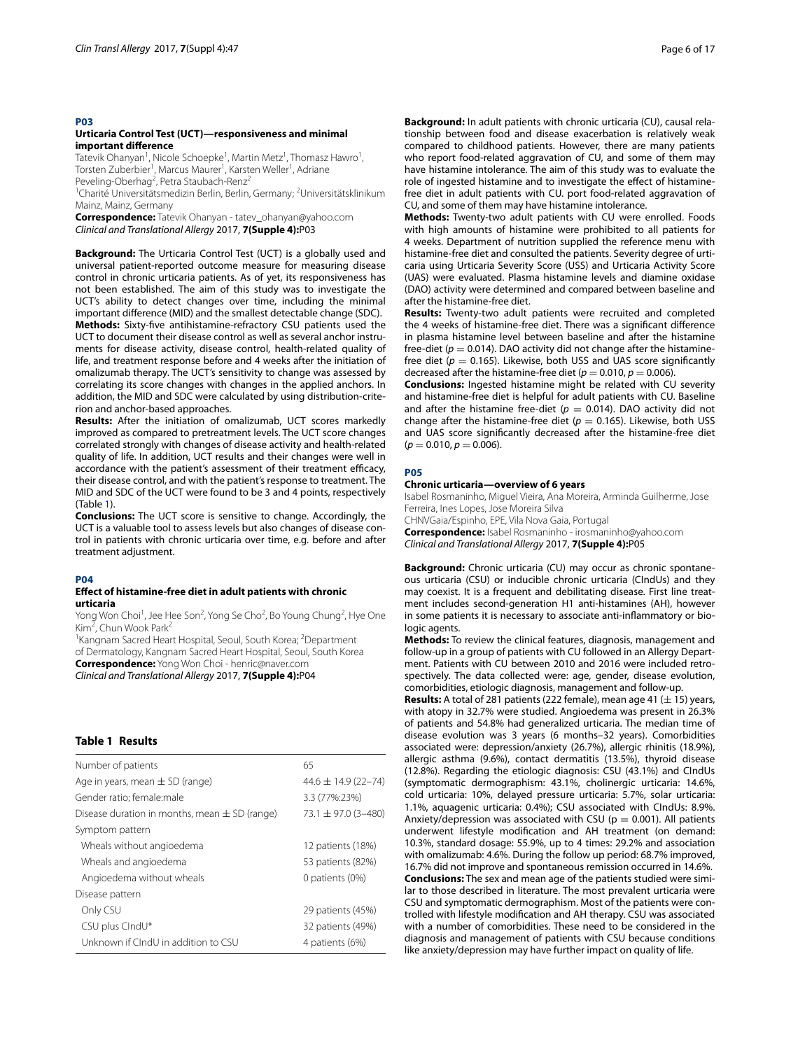## P03

### Urticaria Control Test (UCT)—responsiveness and minimal important difference

Tatevik Ohanyan[1], Nicole Schoepke[1], Martin Metz[1], Thomasz Hawro[1], Torsten Zuberbier[1], Marcus Maurer[1], Karsten Weller[1], Adriane Peveling-Oberhag[2], Petra Staubach-Renz[2]

[1]Charité Universitätsmedizin Berlin, Berlin, Germany; [2]Universitätsklinikum Mainz, Mainz, Germany

**Correspondence:** Tatevik Ohanyan - tatev_ohanyan@yahoo.com
*Clinical and Translational Allergy* 2017, **7(Supple 4):**P03

**Background:** The Urticaria Control Test (UCT) is a globally used and universal patient-reported outcome measure for measuring disease control in chronic urticaria patients. As of yet, its responsiveness has not been established. The aim of this study was to investigate the UCT's ability to detect changes over time, including the minimal important difference (MID) and the smallest detectable change (SDC).

**Methods:** Sixty-five antihistamine-refractory CSU patients used the UCT to document their disease control as well as several anchor instruments for disease activity, disease control, health-related quality of life, and treatment response before and 4 weeks after the initiation of omalizumab therapy. The UCT's sensitivity to change was assessed by correlating its score changes with changes in the applied anchors. In addition, the MID and SDC were calculated by using distribution-criterion and anchor-based approaches.

**Results:** After the initiation of omalizumab, UCT scores markedly improved as compared to pretreatment levels. The UCT score changes correlated strongly with changes of disease activity and health-related quality of life. In addition, UCT results and their changes were well in accordance with the patient's assessment of their treatment efficacy, their disease control, and with the patient's response to treatment. The MID and SDC of the UCT were found to be 3 and 4 points, respectively (Table 1).

**Conclusions:** The UCT score is sensitive to change. Accordingly, the UCT is a valuable tool to assess levels but also changes of disease control in patients with chronic urticaria over time, e.g. before and after treatment adjustment.

**Table 1 Results**

| | |
|---|---|
| Number of patients | 65 |
| Age in years, mean ± SD (range) | 44.6 ± 14.9 (22–74) |
| Gender ratio; female:male | 3.3 (77%:23%) |
| Disease duration in months, mean ± SD (range) | 73.1 ± 97.0 (3–480) |
| Symptom pattern | |
| Wheals without angioedema | 12 patients (18%) |
| Wheals and angioedema | 53 patients (82%) |
| Angioedema without wheals | 0 patients (0%) |
| Disease pattern | |
| Only CSU | 29 patients (45%) |
| CSU plus CIndU* | 32 patients (49%) |
| Unknown if CIndU in addition to CSU | 4 patients (6%) |

## P04

### Effect of histamine-free diet in adult patients with chronic urticaria

Yong Won Choi[1], Jee Hee Son[2], Yong Se Cho[2], Bo Young Chung[2], Hye One Kim[2], Chun Wook Park[2]

[1]Kangnam Sacred Heart Hospital, Seoul, South Korea; [2]Department of Dermatology, Kangnam Sacred Heart Hospital, Seoul, South Korea

**Correspondence:** Yong Won Choi - henric@naver.com
*Clinical and Translational Allergy* 2017, **7(Supple 4):**P04

**Background:** In adult patients with chronic urticaria (CU), causal relationship between food and disease exacerbation is relatively weak compared to childhood patients. However, there are many patients who report food-related aggravation of CU, and some of them may have histamine intolerance. The aim of this study was to evaluate the role of ingested histamine and to investigate the effect of histamine-free diet in adult patients with CU. port food-related aggravation of CU, and some of them may have histamine intolerance.

**Methods:** Twenty-two adult patients with CU were enrolled. Foods with high amounts of histamine were prohibited to all patients for 4 weeks. Department of nutrition supplied the reference menu with histamine-free diet and consulted the patients. Severity degree of urticaria using Urticaria Severity Score (USS) and Urticaria Activity Score (UAS) were evaluated. Plasma histamine levels and diamine oxidase (DAO) activity were determined and compared between baseline and after the histamine-free diet.

**Results:** Twenty-two adult patients were recruited and completed the 4 weeks of histamine-free diet. There was a significant difference in plasma histamine level between baseline and after the histamine free-diet ($p = 0.014$). DAO activity did not change after the histamine-free diet ($p = 0.165$). Likewise, both USS and UAS score significantly decreased after the histamine-free diet ($p = 0.010$, $p = 0.006$).

**Conclusions:** Ingested histamine might be related with CU severity and histamine-free diet is helpful for adult patients with CU. Baseline and after the histamine free-diet ($p = 0.014$). DAO activity did not change after the histamine-free diet ($p = 0.165$). Likewise, both USS and UAS score significantly decreased after the histamine-free diet ($p = 0.010$, $p = 0.006$).

## P05

### Chronic urticaria—overview of 6 years

Isabel Rosmaninho, Miguel Vieira, Ana Moreira, Arminda Guilherme, Jose Ferreira, Ines Lopes, Jose Moreira Silva

CHNVGaia/Espinho, EPE, Vila Nova Gaia, Portugal

**Correspondence:** Isabel Rosmaninho - irosmaninho@yahoo.com
*Clinical and Translational Allergy* 2017, **7(Supple 4):**P05

**Background:** Chronic urticaria (CU) may occur as chronic spontaneous urticaria (CSU) or inducible chronic urticaria (CIndUs) and they may coexist. It is a frequent and debilitating disease. First line treatment includes second-generation H1 anti-histamines (AH), however in some patients it is necessary to associate anti-inflammatory or biologic agents.

**Methods:** To review the clinical features, diagnosis, management and follow-up in a group of patients with CU followed in an Allergy Department. Patients with CU between 2010 and 2016 were included retrospectively. The data collected were: age, gender, disease evolution, comorbidities, etiologic diagnosis, management and follow-up.

**Results:** A total of 281 patients (222 female), mean age 41 (± 15) years, with atopy in 32.7% were studied. Angioedema was present in 26.3% of patients and 54.8% had generalized urticaria. The median time of disease evolution was 3 years (6 months–32 years). Comorbidities associated were: depression/anxiety (26.7%), allergic rhinitis (18.9%), allergic asthma (9.6%), contact dermatitis (13.5%), thyroid disease (12.8%). Regarding the etiologic diagnosis: CSU (43.1%) and CIndUs (symptomatic dermographism: 43.1%, cholinergic urticaria: 14.6%, cold urticaria: 10%, delayed pressure urticaria: 5.7%, solar urticaria: 1.1%, aquagenic urticaria: 0.4%); CSU associated with CIndUs: 8.9%. Anxiety/depression was associated with CSU ($p = 0.001$). All patients underwent lifestyle modification and AH treatment (on demand: 10.3%, standard dosage: 55.9%, up to 4 times: 29.2% and association with omalizumab: 4.6%. During the follow up period: 68.7% improved, 16.7% did not improve and spontaneous remission occurred in 14.6%.

**Conclusions:** The sex and mean age of the patients studied were similar to those described in literature. The most prevalent urticaria were CSU and symptomatic dermographism. Most of the patients were controlled with lifestyle modification and AH therapy. CSU was associated with a number of comorbidities. These need to be considered in the diagnosis and management of patients with CSU because conditions like anxiety/depression may have further impact on quality of life.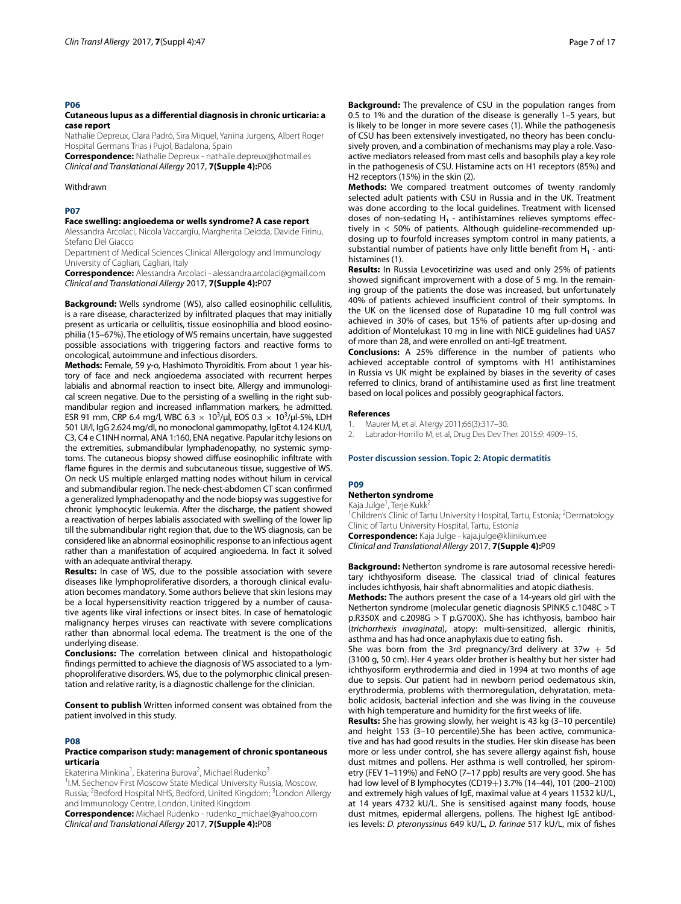## P06

### Cutaneous lupus as a differential diagnosis in chronic urticaria: a case report

Nathalie Depreux, Clara Padró, Sira Miquel, Yanina Jurgens, Albert Roger

Hospital Germans Trias i Pujol, Badalona, Spain

**Correspondence:** Nathalie Depreux - nathalie.depreux@hotmail.es

*Clinical and Translational Allergy* 2017, **7(Supple 4):**P06

Withdrawn

## P07

### Face swelling: angioedema or wells syndrome? A case report

Alessandra Arcolaci, Nicola Vaccargiu, Margherita Deidda, Davide Firinu, Stefano Del Giacco

Department of Medical Sciences Clinical Allergology and Immunology University of Cagliari, Cagliari, Italy

**Correspondence:** Alessandra Arcolaci - alessandra.arcolaci@gmail.com

*Clinical and Translational Allergy* 2017, **7(Supple 4):**P07

**Background:** Wells syndrome (WS), also called eosinophilic cellulitis, is a rare disease, characterized by infiltrated plaques that may initially present as urticaria or cellulitis, tissue eosinophilia and blood eosinophilia (15–67%). The etiology of WS remains uncertain, have suggested possible associations with triggering factors and reactive forms to oncological, autoimmune and infectious disorders.

**Methods:** Female, 59 y-o, Hashimoto Thyroiditis. From about 1 year history of face and neck angioedema associated with recurrent herpes labialis and abnormal reaction to insect bite. Allergy and immunological screen negative. Due to the persisting of a swelling in the right submandibular region and increased inflammation markers, he admitted. ESR 91 mm, CRP 6.4 mg/l, WBC 6.3 $\times$ 10$^3$/μl, EOS 0.3 $\times$ 10$^3$/μl-5%, LDH 501 UI/l, IgG 2.624 mg/dl, no monoclonal gammopathy, IgEtot 4.124 KU/l, C3, C4 e C1INH normal, ANA 1:160, ENA negative. Papular itchy lesions on the extremities, submandibular lymphadenopathy, no systemic symptoms. The cutaneous biopsy showed diffuse eosinophilic infiltrate with flame figures in the dermis and subcutaneous tissue, suggestive of WS. On neck US multiple enlarged matting nodes without hilum in cervical and submandibular region. The neck-chest-abdomen CT scan confirmed a generalized lymphadenopathy and the node biopsy was suggestive for chronic lymphocytic leukemia. After the discharge, the patient showed a reactivation of herpes labialis associated with swelling of the lower lip till the submandibular right region that, due to the WS diagnosis, can be considered like an abnormal eosinophilic response to an infectious agent rather than a manifestation of acquired angioedema. In fact it solved with an adequate antiviral therapy.

**Results:** In case of WS, due to the possible association with severe diseases like lymphoproliferative disorders, a thorough clinical evaluation becomes mandatory. Some authors believe that skin lesions may be a local hypersensitivity reaction triggered by a number of causative agents like viral infections or insect bites. In case of hematologic malignancy herpes viruses can reactivate with severe complications rather than abnormal local edema. The treatment is the one of the underlying disease.

**Conclusions:** The correlation between clinical and histopathologic findings permitted to achieve the diagnosis of WS associated to a lymphoproliferative disorders. WS, due to the polymorphic clinical presentation and relative rarity, is a diagnostic challenge for the clinician.

**Consent to publish** Written informed consent was obtained from the patient involved in this study.

## P08

### Practice comparison study: management of chronic spontaneous urticaria

Ekaterina Minkina[1], Ekaterina Burova[2], Michael Rudenko[3]

[1]I.M. Sechenov First Moscow State Medical University Russia, Moscow, Russia; [2]Bedford Hospital NHS, Bedford, United Kingdom; [3]London Allergy and Immunology Centre, London, United Kingdom

**Correspondence:** Michael Rudenko - rudenko_michael@yahoo.com

*Clinical and Translational Allergy* 2017, **7(Supple 4):**P08

**Background:** The prevalence of CSU in the population ranges from 0.5 to 1% and the duration of the disease is generally 1–5 years, but is likely to be longer in more severe cases (1). While the pathogenesis of CSU has been extensively investigated, no theory has been conclusively proven, and a combination of mechanisms may play a role. Vasoactive mediators released from mast cells and basophils play a key role in the pathogenesis of CSU. Histamine acts on H1 receptors (85%) and H2 receptors (15%) in the skin (2).

**Methods:** We compared treatment outcomes of twenty randomly selected adult patients with CSU in Russia and in the UK. Treatment was done according to the local guidelines. Treatment with licensed doses of non-sedating $H_1$ - antihistamines relieves symptoms effectively in < 50% of patients. Although guideline-recommended updosing up to fourfold increases symptom control in many patients, a substantial number of patients have only little benefit from $H_1$ - antihistamines (1).

**Results:** In Russia Levocetirizine was used and only 25% of patients showed significant improvement with a dose of 5 mg. In the remaining group of the patients the dose was increased, but unfortunately 40% of patients achieved insufficient control of their symptoms. In the UK on the licensed dose of Rupatadine 10 mg full control was achieved in 30% of cases, but 15% of patients after up-dosing and addition of Montelukast 10 mg in line with NICE guidelines had UAS7 of more than 28, and were enrolled on anti-IgE treatment.

**Conclusions:** A 25% difference in the number of patients who achieved acceptable control of symptoms with H1 antihistamines in Russia vs UK might be explained by biases in the severity of cases referred to clinics, brand of antihistamine used as first line treatment based on local polices and possibly geographical factors.

#### References

1. Maurer M, et al. Allergy 2011;66(3):317–30.
2. Labrador-Horrillo M, et al, Drug Des Dev Ther. 2015;9: 4909–15.

## Poster discussion session. Topic 2: Atopic dermatitis

## P09

### Netherton syndrome

Kaja Julge[1], Terje Kukk[2]

[1]Children's Clinic of Tartu University Hospital, Tartu, Estonia; [2]Dermatology Clinic of Tartu University Hospital, Tartu, Estonia

**Correspondence:** Kaja Julge - kaja.julge@kliinikum.ee

*Clinical and Translational Allergy* 2017, **7(Supple 4):**P09

**Background:** Netherton syndrome is rare autosomal recessive hereditary ichthyosiform disease. The classical triad of clinical features includes ichthyosis, hair shaft abnormalities and atopic diathesis.

**Methods:** The authors present the case of a 14-years old girl with the Netherton syndrome (molecular genetic diagnosis SPINK5 c.1048C > T p.R350X and c.2098G > T p.G700X). She has ichthyosis, bamboo hair (*trichorrhexis invaginata*), atopy: multi-sensitized, allergic rhinitis, asthma and has had once anaphylaxis due to eating fish.

She was born from the 3rd pregnancy/3rd delivery at 37w + 5d (3100 g, 50 cm). Her 4 years older brother is healthy but her sister had ichthyosiform erythrodermia and died in 1994 at two months of age due to sepsis. Our patient had in newborn period oedematous skin, erythrodermia, problems with thermoregulation, dehyratation, metabolic acidosis, bacterial infection and she was living in the couveuse with high temperature and humidity for the first weeks of life.

**Results:** She has growing slowly, her weight is 43 kg (3–10 percentile) and height 153 (3–10 percentile).She has been active, communicative and has had good results in the studies. Her skin disease has been more or less under control, she has severe allergy against fish, house dust mitmes and pollens. Her asthma is well controlled, her spirometry (FEV 1–119%) and FeNO (7–17 ppb) results are very good. She has had low level of B lymphocytes (CD19+) 3.7% (14–44), 101 (200–2100) and extremely high values of IgE, maximal value at 4 years 11532 kU/L, at 14 years 4732 kU/L. She is sensitised against many foods, house dust mitmes, epidermal allergens, pollens. The highest IgE antibodies levels: *D. pteronyssinus* 649 kU/L, *D. farinae* 517 kU/L, mix of fishes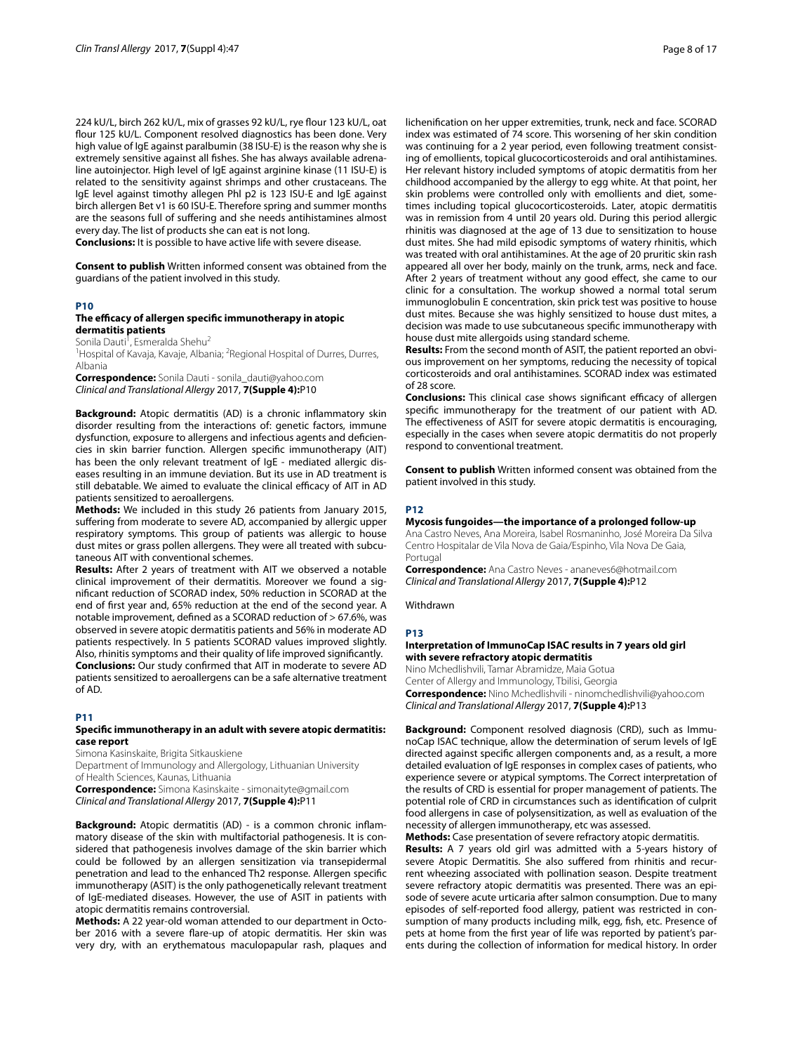224 kU/L, birch 262 kU/L, mix of grasses 92 kU/L, rye flour 123 kU/L, oat flour 125 kU/L. Component resolved diagnostics has been done. Very high value of IgE against paralbumin (38 ISU-E) is the reason why she is extremely sensitive against all fishes. She has always available adrenaline autoinjector. High level of IgE against arginine kinase (11 ISU-E) is related to the sensitivity against shrimps and other crustaceans. The IgE level against timothy allegen Phl p2 is 123 ISU-E and IgE against birch allergen Bet v1 is 60 ISU-E. Therefore spring and summer months are the seasons full of suffering and she needs antihistamines almost every day. The list of products she can eat is not long.

**Conclusions:** It is possible to have active life with severe disease.

**Consent to publish** Written informed consent was obtained from the guardians of the patient involved in this study.

## P10

### The efficacy of allergen specific immunotherapy in atopic dermatitis patients

Sonila Dauti[1], Esmeralda Shehu[2]

[1]Hospital of Kavaja, Kavaje, Albania; [2]Regional Hospital of Durres, Durres, Albania

**Correspondence:** Sonila Dauti - sonila_dauti@yahoo.com
*Clinical and Translational Allergy* 2017, **7(Supple 4):**P10

**Background:** Atopic dermatitis (AD) is a chronic inflammatory skin disorder resulting from the interactions of: genetic factors, immune dysfunction, exposure to allergens and infectious agents and deficiencies in skin barrier function. Allergen specific immunotherapy (AIT) has been the only relevant treatment of IgE - mediated allergic diseases resulting in an immune deviation. But its use in AD treatment is still debatable. We aimed to evaluate the clinical efficacy of AIT in AD patients sensitized to aeroallergens.

**Methods:** We included in this study 26 patients from January 2015, suffering from moderate to severe AD, accompanied by allergic upper respiratory symptoms. This group of patients was allergic to house dust mites or grass pollen allergens. They were all treated with subcutaneous AIT with conventional schemes.

**Results:** After 2 years of treatment with AIT we observed a notable clinical improvement of their dermatitis. Moreover we found a significant reduction of SCORAD index, 50% reduction in SCORAD at the end of first year and, 65% reduction at the end of the second year. A notable improvement, defined as a SCORAD reduction of > 67.6%, was observed in severe atopic dermatitis patients and 56% in moderate AD patients respectively. In 5 patients SCORAD values improved slightly. Also, rhinitis symptoms and their quality of life improved significantly.

**Conclusions:** Our study confirmed that AIT in moderate to severe AD patients sensitized to aeroallergens can be a safe alternative treatment of AD.

## P11

### Specific immunotherapy in an adult with severe atopic dermatitis: case report

Simona Kasinskaite, Brigita Sitkauskiene

Department of Immunology and Allergology, Lithuanian University of Health Sciences, Kaunas, Lithuania

**Correspondence:** Simona Kasinskaite - simonaityte@gmail.com
*Clinical and Translational Allergy* 2017, **7(Supple 4):**P11

**Background:** Atopic dermatitis (AD) - is a common chronic inflammatory disease of the skin with multifactorial pathogenesis. It is considered that pathogenesis involves damage of the skin barrier which could be followed by an allergen sensitization via transepidermal penetration and lead to the enhanced Th2 response. Allergen specific immunotherapy (ASIT) is the only pathogenetically relevant treatment of IgE-mediated diseases. However, the use of ASIT in patients with atopic dermatitis remains controversial.

**Methods:** A 22 year-old woman attended to our department in October 2016 with a severe flare-up of atopic dermatitis. Her skin was very dry, with an erythematous maculopapular rash, plaques and lichenification on her upper extremities, trunk, neck and face. SCORAD index was estimated of 74 score. This worsening of her skin condition was continuing for a 2 year period, even following treatment consisting of emollients, topical glucocorticosteroids and oral antihistamines. Her relevant history included symptoms of atopic dermatitis from her childhood accompanied by the allergy to egg white. At that point, her skin problems were controlled only with emollients and diet, sometimes including topical glucocorticosteroids. Later, atopic dermatitis was in remission from 4 until 20 years old. During this period allergic rhinitis was diagnosed at the age of 13 due to sensitization to house dust mites. She had mild episodic symptoms of watery rhinitis, which was treated with oral antihistamines. At the age of 20 pruritic skin rash appeared all over her body, mainly on the trunk, arms, neck and face. After 2 years of treatment without any good effect, she came to our clinic for a consultation. The workup showed a normal total serum immunoglobulin E concentration, skin prick test was positive to house dust mites. Because she was highly sensitized to house dust mites, a decision was made to use subcutaneous specific immunotherapy with house dust mite allergoids using standard scheme.

**Results:** From the second month of ASIT, the patient reported an obvious improvement on her symptoms, reducing the necessity of topical corticosteroids and oral antihistamines. SCORAD index was estimated of 28 score.

**Conclusions:** This clinical case shows significant efficacy of allergen specific immunotherapy for the treatment of our patient with AD. The effectiveness of ASIT for severe atopic dermatitis is encouraging, especially in the cases when severe atopic dermatitis do not properly respond to conventional treatment.

**Consent to publish** Written informed consent was obtained from the patient involved in this study.

## P12

### Mycosis fungoides—the importance of a prolonged follow-up

Ana Castro Neves, Ana Moreira, Isabel Rosmaninho, José Moreira Da Silva

Centro Hospitalar de Vila Nova de Gaia/Espinho, Vila Nova De Gaia, Portugal

**Correspondence:** Ana Castro Neves - ananeves6@hotmail.com
*Clinical and Translational Allergy* 2017, **7(Supple 4):**P12

Withdrawn

## P13

### Interpretation of ImmunoCap ISAC results in 7 years old girl with severe refractory atopic dermatitis

Nino Mchedlishvili, Tamar Abramidze, Maia Gotua

Center of Allergy and Immunology, Tbilisi, Georgia

**Correspondence:** Nino Mchedlishvili - ninomchedlishvili@yahoo.com
*Clinical and Translational Allergy* 2017, **7(Supple 4):**P13

**Background:** Component resolved diagnosis (CRD), such as ImmunoCap ISAC technique, allow the determination of serum levels of IgE directed against specific allergen components and, as a result, a more detailed evaluation of IgE responses in complex cases of patients, who experience severe or atypical symptoms. The Correct interpretation of the results of CRD is essential for proper management of patients. The potential role of CRD in circumstances such as identification of culprit food allergens in case of polysensitization, as well as evaluation of the necessity of allergen immunotherapy, etc was assessed.

**Methods:** Case presentation of severe refractory atopic dermatitis.

**Results:** A 7 years old girl was admitted with a 5-years history of severe Atopic Dermatitis. She also suffered from rhinitis and recurrent wheezing associated with pollination season. Despite treatment severe refractory atopic dermatitis was presented. There was an episode of severe acute urticaria after salmon consumption. Due to many episodes of self-reported food allergy, patient was restricted in consumption of many products including milk, egg, fish, etc. Presence of pets at home from the first year of life was reported by patient's parents during the collection of information for medical history. In order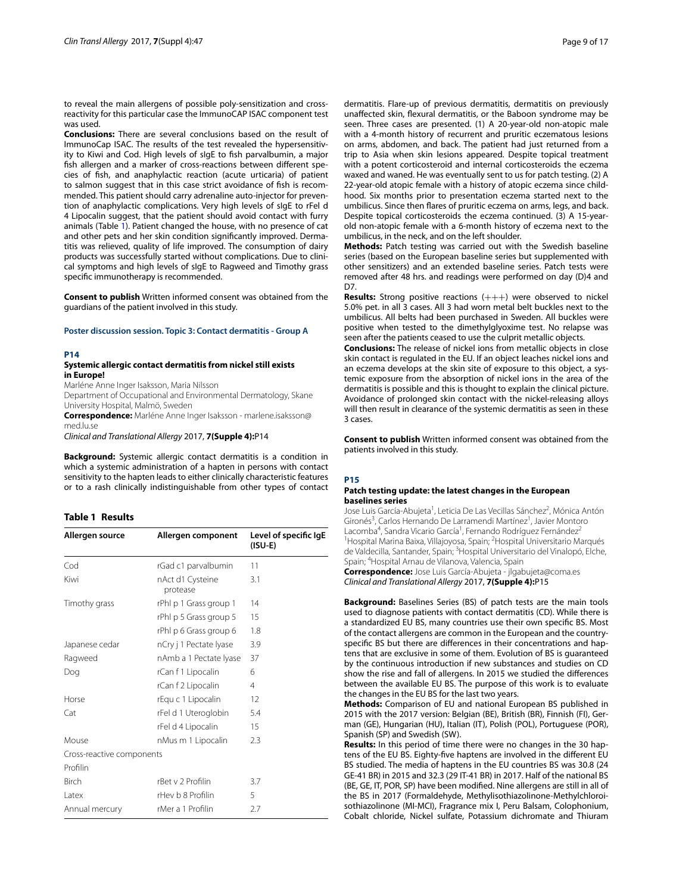to reveal the main allergens of possible poly-sensitization and cross-reactivity for this particular case the ImmunoCAP ISAC component test was used.

**Conclusions:** There are several conclusions based on the result of ImmunoCap ISAC. The results of the test revealed the hypersensitivity to Kiwi and Cod. High levels of sIgE to fish parvalbumin, a major fish allergen and a marker of cross-reactions between different species of fish, and anaphylactic reaction (acute urticaria) of patient to salmon suggest that in this case strict avoidance of fish is recommended. This patient should carry adrenaline auto-injector for prevention of anaphylactic complications. Very high levels of sIgE to rFel d 4 Lipocalin suggest, that the patient should avoid contact with furry animals (Table 1). Patient changed the house, with no presence of cat and other pets and her skin condition significantly improved. Dermatitis was relieved, quality of life improved. The consumption of dairy products was successfully started without complications. Due to clinical symptoms and high levels of sIgE to Ragweed and Timothy grass specific immunotherapy is recommended.

**Consent to publish** Written informed consent was obtained from the guardians of the patient involved in this study.

**Table 1 Results**

| Allergen source | Allergen component | Level of specific IgE (ISU-E) |
|---|---|---|
| Cod | rGad c1 parvalbumin | 11 |
| Kiwi | nAct d1 Cysteine protease | 3.1 |
| Timothy grass | rPhl p 1 Grass group 1 | 14 |
| | rPhl p 5 Grass group 5 | 15 |
| | rPhl p 6 Grass group 6 | 1.8 |
| Japanese cedar | nCry j 1 Pectate lyase | 3.9 |
| Ragweed | nAmb a 1 Pectate lyase | 37 |
| Dog | rCan f 1 Lipocalin | 6 |
| | rCan f 2 Lipocalin | 4 |
| Horse | rEqu c 1 Lipocalin | 12 |
| Cat | rFel d 1 Uteroglobin | 5.4 |
| | rFel d 4 Lipocalin | 15 |
| Mouse | nMus m 1 Lipocalin | 2.3 |
| Cross-reactive components | | |
| Profilin | | |
| Birch | rBet v 2 Profilin | 3.7 |
| Latex | rHev b 8 Profilin | 5 |
| Annual mercury | rMer a 1 Profilin | 2.7 |

## Poster discussion session. Topic 3: Contact dermatitis - Group A

### P14

### Systemic allergic contact dermatitis from nickel still exists in Europe!

Marléne Anne Inger Isaksson, Maria Nilsson

Department of Occupational and Environmental Dermatology, Skane University Hospital, Malmö, Sweden

**Correspondence:** Marléne Anne Inger Isaksson - marlene.isaksson@med.lu.se

*Clinical and Translational Allergy* 2017, **7(Supple 4):**P14

**Background:** Systemic allergic contact dermatitis is a condition in which a systemic administration of a hapten in persons with contact sensitivity to the hapten leads to either clinically characteristic features or to a rash clinically indistinguishable from other types of contact dermatitis. Flare-up of previous dermatitis, dermatitis on previously unaffected skin, flexural dermatitis, or the Baboon syndrome may be seen. Three cases are presented. (1) A 20-year-old non-atopic male with a 4-month history of recurrent and pruritic eczematous lesions on arms, abdomen, and back. The patient had just returned from a trip to Asia when skin lesions appeared. Despite topical treatment with a potent corticosteroid and internal corticosteroids the eczema waxed and waned. He was eventually sent to us for patch testing. (2) A 22-year-old atopic female with a history of atopic eczema since childhood. Six months prior to presentation eczema started next to the umbilicus. Since then flares of pruritic eczema on arms, legs, and back. Despite topical corticosteroids the eczema continued. (3) A 15-year-old non-atopic female with a 6-month history of eczema next to the umbilicus, in the neck, and on the left shoulder.

**Methods:** Patch testing was carried out with the Swedish baseline series (based on the European baseline series but supplemented with other sensitizers) and an extended baseline series. Patch tests were removed after 48 hrs. and readings were performed on day (D)4 and D7.

**Results:** Strong positive reactions (+++) were observed to nickel 5.0% pet. in all 3 cases. All 3 had worn metal belt buckles next to the umbilicus. All belts had been purchased in Sweden. All buckles were positive when tested to the dimethylglyoxime test. No relapse was seen after the patients ceased to use the culprit metallic objects.

**Conclusions:** The release of nickel ions from metallic objects in close skin contact is regulated in the EU. If an object leaches nickel ions and an eczema develops at the skin site of exposure to this object, a systemic exposure from the absorption of nickel ions in the area of the dermatitis is possible and this is thought to explain the clinical picture. Avoidance of prolonged skin contact with the nickel-releasing alloys will then result in clearance of the systemic dermatitis as seen in these 3 cases.

**Consent to publish** Written informed consent was obtained from the patients involved in this study.

### P15

### Patch testing update: the latest changes in the European baselines series

Jose Luis García-Abujeta[1], Leticia De Las Vecillas Sánchez[2], Mónica Antón Gironés[3], Carlos Hernando De Larramendi Martínez[1], Javier Montoro Lacomba[4], Sandra Vicario García[1], Fernando Rodríguez Fernández[2]

[1]Hospital Marina Baixa, Villajoyosa, Spain; [2]Hospital Universitario Marqués de Valdecilla, Santander, Spain; [3]Hospital Universitario del Vinalopó, Elche, Spain; [4]Hospital Arnau de Vilanova, Valencia, Spain

**Correspondence:** Jose Luis García-Abujeta - jlgabujeta@coma.es

*Clinical and Translational Allergy* 2017, **7(Supple 4):**P15

**Background:** Baselines Series (BS) of patch tests are the main tools used to diagnose patients with contact dermatitis (CD). While there is a standardized EU BS, many countries use their own specific BS. Most of the contact allergens are common in the European and the country-specific BS but there are differences in their concentrations and haptens that are exclusive in some of them. Evolution of BS is guaranteed by the continuous introduction if new substances and studies on CD show the rise and fall of allergens. In 2015 we studied the differences between the available EU BS. The purpose of this work is to evaluate the changes in the EU BS for the last two years.

**Methods:** Comparison of EU and national European BS published in 2015 with the 2017 version: Belgian (BE), British (BR), Finnish (FI), German (GE), Hungarian (HU), Italian (IT), Polish (POL), Portuguese (POR), Spanish (SP) and Swedish (SW).

**Results:** In this period of time there were no changes in the 30 haptens of the EU BS. Eighty-five haptens are involved in the different EU BS studied. The media of haptens in the EU countries BS was 30.8 (24 GE-41 BR) in 2015 and 32.3 (29 IT-41 BR) in 2017. Half of the national BS (BE, GE, IT, POR, SP) have been modified. Nine allergens are still in all of the BS in 2017 (Formaldehyde, Methylisothiazolinone-Methylchloroisothiazolinone (MI-MCI), Fragrance mix I, Peru Balsam, Colophonium, Cobalt chloride, Nickel sulfate, Potassium dichromate and Thiuram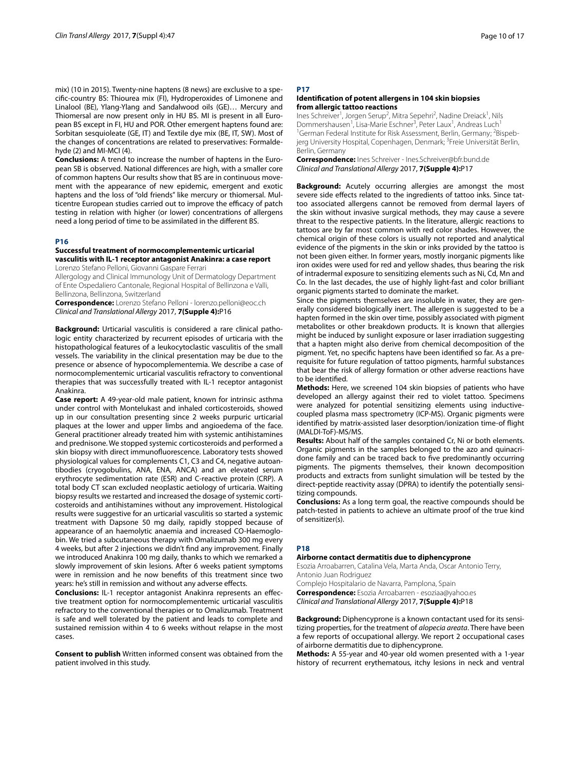mix) (10 in 2015). Twenty-nine haptens (8 news) are exclusive to a specific-country BS: Thiourea mix (FI), Hydroperoxides of Limonene and Linalool (BE), Ylang-Ylang and Sandalwood oils (GE)… Mercury and Thiomersal are now present only in HU BS. MI is present in all European BS except in FI, HU and POR. Other emergent haptens found are: Sorbitan sesquioleate (GE, IT) and Textile dye mix (BE, IT, SW). Most of the changes of concentrations are related to preservatives: Formaldehyde (2) and MI-MCI (4).

**Conclusions:** A trend to increase the number of haptens in the European SB is observed. National differences are high, with a smaller core of common haptens Our results show that BS are in continuous movement with the appearance of new epidemic, emergent and exotic haptens and the loss of "old friends" like mercury or thiomersal. Multicentre European studies carried out to improve the efficacy of patch testing in relation with higher (or lower) concentrations of allergens need a long period of time to be assimilated in the different BS.

## P16

### Successful treatment of normocomplementemic urticarial vasculitis with IL-1 receptor antagonist Anakinra: a case report

Lorenzo Stefano Pelloni, Giovanni Gaspare Ferrari

Allergology and Clinical Immunology Unit of Dermatology Department of Ente Ospedaliero Cantonale, Regional Hospital of Bellinzona e Valli, Bellinzona, Bellinzona, Switzerland

**Correspondence:** Lorenzo Stefano Pelloni - lorenzo.pelloni@eoc.ch
*Clinical and Translational Allergy* 2017, **7(Supple 4):**P16

**Background:** Urticarial vasculitis is considered a rare clinical pathologic entity characterized by recurrent episodes of urticaria with the histopathological features of a leukocytoclastic vasculitis of the small vessels. The variability in the clinical presentation may be due to the presence or absence of hypocomplementemia. We describe a case of normocomplementemic urticarial vasculitis refractory to conventional therapies that was successfully treated with IL-1 receptor antagonist Anakinra.

**Case report:** A 49-year-old male patient, known for intrinsic asthma under control with Montelukast and inhaled corticosteroids, showed up in our consultation presenting since 2 weeks purpuric urticarial plaques at the lower and upper limbs and angioedema of the face. General practitioner already treated him with systemic antihistamines and prednisone. We stopped systemic corticosteroids and performed a skin biopsy with direct immunofluorescence. Laboratory tests showed physiological values for complements C1, C3 and C4, negative autoantibodies (cryoglobulins, ANA, ENA, ANCA) and an elevated serum erythrocyte sedimentation rate (ESR) and C-reactive protein (CRP). A total body CT scan excluded neoplastic aetiology of urticaria. Waiting biopsy results we restarted and increased the dosage of systemic corticosteroids and antihistamines without any improvement. Histological results were suggestive for an urticarial vasculitis so started a systemic treatment with Dapsone 50 mg daily, rapidly stopped because of appearance of an haemolytic anaemia and increased CO-Haemoglobin. We tried a subcutaneous therapy with Omalizumab 300 mg every 4 weeks, but after 2 injections we didn't find any improvement. Finally we introduced Anakinra 100 mg daily, thanks to which we remarked a slowly improvement of skin lesions. After 6 weeks patient symptoms were in remission and he now benefits of this treatment since two years: he's still in remission and without any adverse effects.

**Conclusions:** IL-1 receptor antagonist Anakinra represents an effective treatment option for normocomplementemic urticarial vasculitis refractory to the conventional therapies or to Omalizumab. Treatment is safe and well tolerated by the patient and leads to complete and sustained remission within 4 to 6 weeks without relapse in the most cases.

**Consent to publish** Written informed consent was obtained from the patient involved in this study.

## P17

### Identification of potent allergens in 104 skin biopsies from allergic tattoo reactions

Ines Schreiver[1], Jorgen Serup[2], Mitra Sepehri[2], Nadine Dreiack[1], Nils Dommershausen[1], Lisa-Marie Eschner[3], Peter Laux[1], Andreas Luch[1]

[1]German Federal Institute for Risk Assessment, Berlin, Germany; [2]Bispebjerg University Hospital, Copenhagen, Denmark; [3]Freie Universität Berlin, Berlin, Germany

**Correspondence:** Ines Schreiver - Ines.Schreiver@bfr.bund.de
*Clinical and Translational Allergy* 2017, **7(Supple 4):**P17

**Background:** Acutely occurring allergies are amongst the most severe side effects related to the ingredients of tattoo inks. Since tattoo associated allergens cannot be removed from dermal layers of the skin without invasive surgical methods, they may cause a severe threat to the respective patients. In the literature, allergic reactions to tattoos are by far most common with red color shades. However, the chemical origin of these colors is usually not reported and analytical evidence of the pigments in the skin or inks provided by the tattoo is not been given either. In former years, mostly inorganic pigments like iron oxides were used for red and yellow shades, thus bearing the risk of intradermal exposure to sensitizing elements such as Ni, Cd, Mn and Co. In the last decades, the use of highly light-fast and color brilliant organic pigments started to dominate the market.

Since the pigments themselves are insoluble in water, they are generally considered biologically inert. The allergen is suggested to be a hapten formed in the skin over time, possibly associated with pigment metabolites or other breakdown products. It is known that allergies might be induced by sunlight exposure or laser irradiation suggesting that a hapten might also derive from chemical decomposition of the pigment. Yet, no specific haptens have been identified so far. As a prerequisite for future regulation of tattoo pigments, harmful substances that bear the risk of allergy formation or other adverse reactions have to be identified.

**Methods:** Here, we screened 104 skin biopsies of patients who have developed an allergy against their red to violet tattoo. Specimens were analyzed for potential sensitizing elements using inductive-coupled plasma mass spectrometry (ICP-MS). Organic pigments were identified by matrix-assisted laser desorption/ionization time-of flight (MALDI-ToF)-MS/MS.

**Results:** About half of the samples contained Cr, Ni or both elements. Organic pigments in the samples belonged to the azo and quinacridone family and can be traced back to five predominantly occurring pigments. The pigments themselves, their known decomposition products and extracts from sunlight simulation will be tested by the direct-peptide reactivity assay (DPRA) to identify the potentially sensitizing compounds.

**Conclusions:** As a long term goal, the reactive compounds should be patch-tested in patients to achieve an ultimate proof of the true kind of sensitizer(s).

## P18

### Airborne contact dermatitis due to diphencyprone

Esozia Arroabarren, Catalina Vela, Marta Anda, Oscar Antonio Terry, Antonio Juan Rodriguez

Complejo Hospitalario de Navarra, Pamplona, Spain

**Correspondence:** Esozia Arroabarren - esoziaa@yahoo.es
*Clinical and Translational Allergy* 2017, **7(Supple 4):**P18

**Background:** Diphencyprone is a known contactant used for its sensitizing properties, for the treatment of *alopecia areata*. There have been a few reports of occupational allergy. We report 2 occupational cases of airborne dermatitis due to diphencyprone.

**Methods:** A 55-year and 40-year old women presented with a 1-year history of recurrent erythematous, itchy lesions in neck and ventral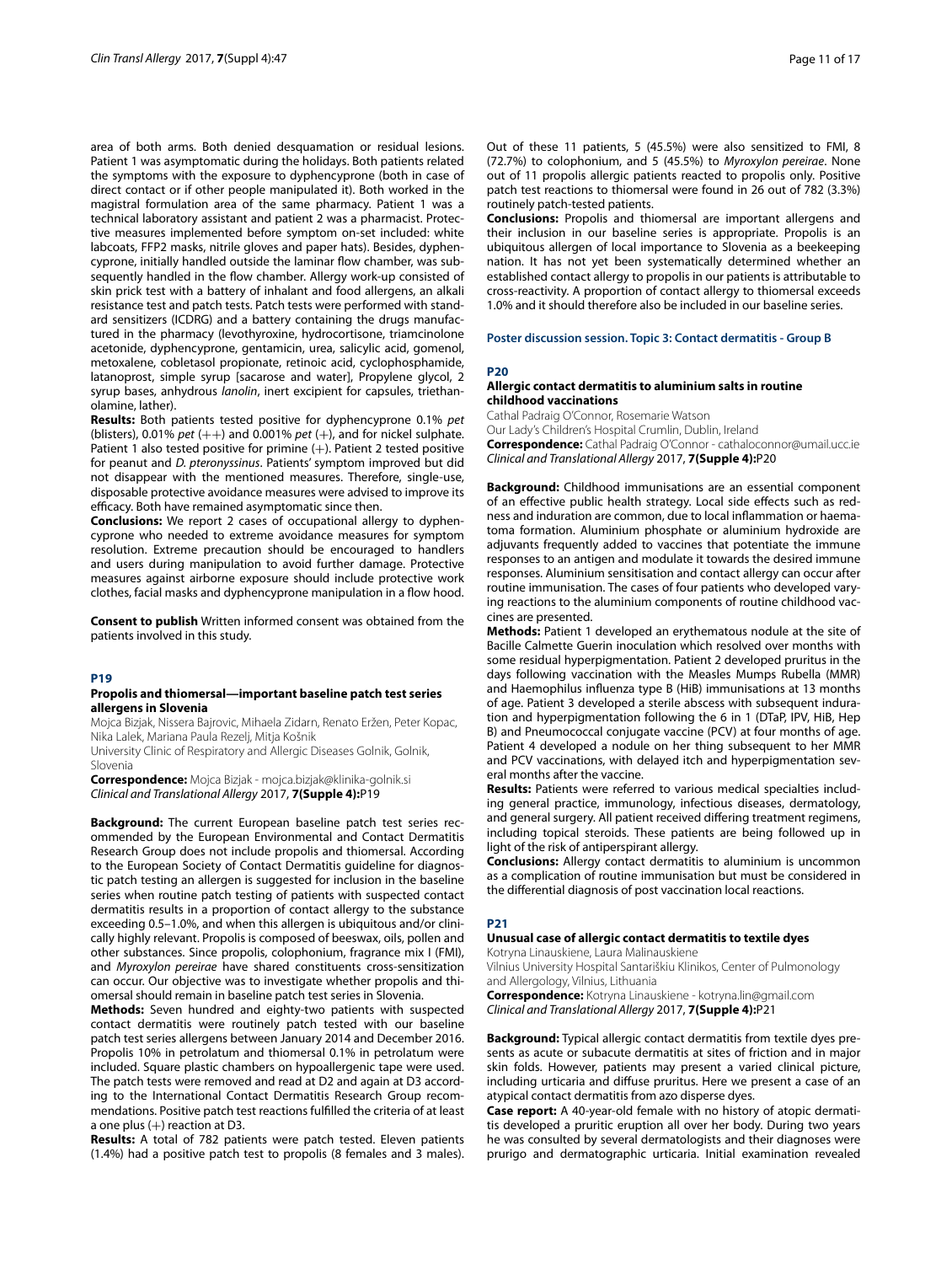area of both arms. Both denied desquamation or residual lesions. Patient 1 was asymptomatic during the holidays. Both patients related the symptoms with the exposure to dyphencyprone (both in case of direct contact or if other people manipulated it). Both worked in the magistral formulation area of the same pharmacy. Patient 1 was a technical laboratory assistant and patient 2 was a pharmacist. Protective measures implemented before symptom on-set included: white labcoats, FFP2 masks, nitrile gloves and paper hats). Besides, dyphencyprone, initially handled outside the laminar flow chamber, was subsequently handled in the flow chamber. Allergy work-up consisted of skin prick test with a battery of inhalant and food allergens, an alkali resistance test and patch tests. Patch tests were performed with standard sensitizers (ICDRG) and a battery containing the drugs manufactured in the pharmacy (levothyroxine, hydrocortisone, triamcinolone acetonide, dyphencyprone, gentamicin, urea, salicylic acid, gomenol, metoxalene, cobletasol propionate, retinoic acid, cyclophosphamide, latanoprost, simple syrup [sacarose and water], Propylene glycol, 2 syrup bases, anhydrous *lanolin*, inert excipient for capsules, triethanolamine, lather).

**Results:** Both patients tested positive for dyphencyprone 0.1% *pet* (blisters), 0.01% *pet* (++) and 0.001% *pet* (+), and for nickel sulphate. Patient 1 also tested positive for primine (+). Patient 2 tested positive for peanut and *D. pteronyssinus*. Patients' symptom improved but did not disappear with the mentioned measures. Therefore, single-use, disposable protective avoidance measures were advised to improve its efficacy. Both have remained asymptomatic since then.

**Conclusions:** We report 2 cases of occupational allergy to dyphencyprone who needed to extreme avoidance measures for symptom resolution. Extreme precaution should be encouraged to handlers and users during manipulation to avoid further damage. Protective measures against airborne exposure should include protective work clothes, facial masks and dyphencyprone manipulation in a flow hood.

**Consent to publish** Written informed consent was obtained from the patients involved in this study.

### P19

#### Propolis and thiomersal—important baseline patch test series allergens in Slovenia

Mojca Bizjak, Nissera Bajrovic, Mihaela Zidarn, Renato Eržen, Peter Kopac, Nika Lalek, Mariana Paula Rezelj, Mitja Košnik

University Clinic of Respiratory and Allergic Diseases Golnik, Golnik, Slovenia

**Correspondence:** Mojca Bizjak - mojca.bizjak@klinika-golnik.si
*Clinical and Translational Allergy* 2017, **7(Supple 4):**P19

**Background:** The current European baseline patch test series recommended by the European Environmental and Contact Dermatitis Research Group does not include propolis and thiomersal. According to the European Society of Contact Dermatitis guideline for diagnostic patch testing an allergen is suggested for inclusion in the baseline series when routine patch testing of patients with suspected contact dermatitis results in a proportion of contact allergy to the substance exceeding 0.5–1.0%, and when this allergen is ubiquitous and/or clinically highly relevant. Propolis is composed of beeswax, oils, pollen and other substances. Since propolis, colophonium, fragrance mix I (FMI), and *Myroxylon pereirae* have shared constituents cross-sensitization can occur. Our objective was to investigate whether propolis and thiomersal should remain in baseline patch test series in Slovenia.

**Methods:** Seven hundred and eighty-two patients with suspected contact dermatitis were routinely patch tested with our baseline patch test series allergens between January 2014 and December 2016. Propolis 10% in petrolatum and thiomersal 0.1% in petrolatum were included. Square plastic chambers on hypoallergenic tape were used. The patch tests were removed and read at D2 and again at D3 according to the International Contact Dermatitis Research Group recommendations. Positive patch test reactions fulfilled the criteria of at least a one plus (+) reaction at D3.

**Results:** A total of 782 patients were patch tested. Eleven patients (1.4%) had a positive patch test to propolis (8 females and 3 males). Out of these 11 patients, 5 (45.5%) were also sensitized to FMI, 8 (72.7%) to colophonium, and 5 (45.5%) to *Myroxylon pereirae*. None out of 11 propolis allergic patients reacted to propolis only. Positive patch test reactions to thiomersal were found in 26 out of 782 (3.3%) routinely patch-tested patients.

**Conclusions:** Propolis and thiomersal are important allergens and their inclusion in our baseline series is appropriate. Propolis is an ubiquitous allergen of local importance to Slovenia as a beekeeping nation. It has not yet been systematically determined whether an established contact allergy to propolis in our patients is attributable to cross-reactivity. A proportion of contact allergy to thiomersal exceeds 1.0% and it should therefore also be included in our baseline series.

## Poster discussion session. Topic 3: Contact dermatitis - Group B

### P20

#### Allergic contact dermatitis to aluminium salts in routine childhood vaccinations

Cathal Padraig O'Connor, Rosemarie Watson

Our Lady's Children's Hospital Crumlin, Dublin, Ireland

**Correspondence:** Cathal Padraig O'Connor - cathaloconnor@umail.ucc.ie
*Clinical and Translational Allergy* 2017, **7(Supple 4):**P20

**Background:** Childhood immunisations are an essential component of an effective public health strategy. Local side effects such as redness and induration are common, due to local inflammation or haematoma formation. Aluminium phosphate or aluminium hydroxide are adjuvants frequently added to vaccines that potentiate the immune responses to an antigen and modulate it towards the desired immune responses. Aluminium sensitisation and contact allergy can occur after routine immunisation. The cases of four patients who developed varying reactions to the aluminium components of routine childhood vaccines are presented.

**Methods:** Patient 1 developed an erythematous nodule at the site of Bacille Calmette Guerin inoculation which resolved over months with some residual hyperpigmentation. Patient 2 developed pruritus in the days following vaccination with the Measles Mumps Rubella (MMR) and Haemophilus influenza type B (HiB) immunisations at 13 months of age. Patient 3 developed a sterile abscess with subsequent induration and hyperpigmentation following the 6 in 1 (DTaP, IPV, HiB, Hep B) and Pneumococcal conjugate vaccine (PCV) at four months of age. Patient 4 developed a nodule on her thing subsequent to her MMR and PCV vaccinations, with delayed itch and hyperpigmentation several months after the vaccine.

**Results:** Patients were referred to various medical specialties including general practice, immunology, infectious diseases, dermatology, and general surgery. All patient received differing treatment regimens, including topical steroids. These patients are being followed up in light of the risk of antiperspirant allergy.

**Conclusions:** Allergy contact dermatitis to aluminium is uncommon as a complication of routine immunisation but must be considered in the differential diagnosis of post vaccination local reactions.

### P21

#### Unusual case of allergic contact dermatitis to textile dyes

Kotryna Linauskiene, Laura Malinauskiene

Vilnius University Hospital Santariškiu Klinikos, Center of Pulmonology and Allergology, Vilnius, Lithuania

**Correspondence:** Kotryna Linauskiene - kotryna.lin@gmail.com
*Clinical and Translational Allergy* 2017, **7(Supple 4):**P21

**Background:** Typical allergic contact dermatitis from textile dyes presents as acute or subacute dermatitis at sites of friction and in major skin folds. However, patients may present a varied clinical picture, including urticaria and diffuse pruritus. Here we present a case of an atypical contact dermatitis from azo disperse dyes.

**Case report:** A 40-year-old female with no history of atopic dermatitis developed a pruritic eruption all over her body. During two years he was consulted by several dermatologists and their diagnoses were prurigo and dermatographic urticaria. Initial examination revealed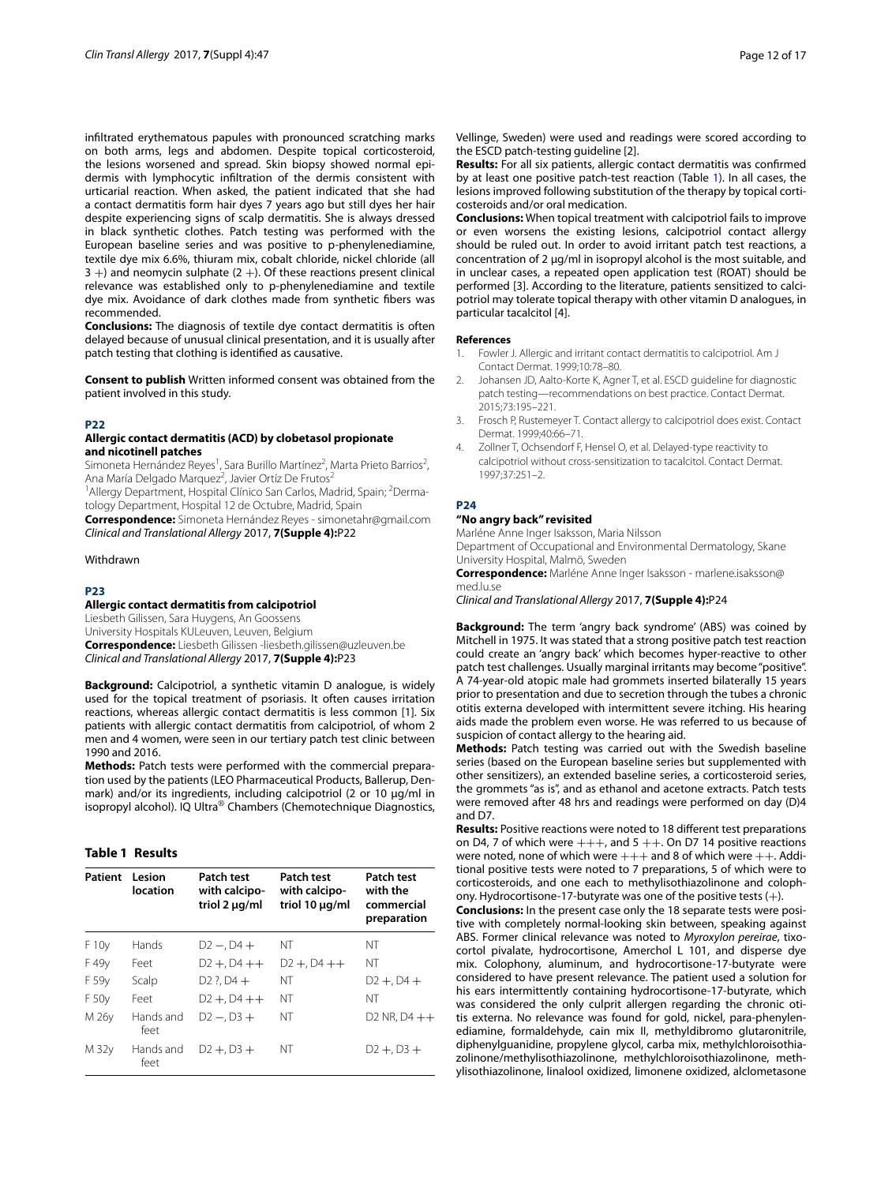infiltrated erythematous papules with pronounced scratching marks on both arms, legs and abdomen. Despite topical corticosteroid, the lesions worsened and spread. Skin biopsy showed normal epidermis with lymphocytic infiltration of the dermis consistent with urticarial reaction. When asked, the patient indicated that she had a contact dermatitis form hair dyes 7 years ago but still dyes her hair despite experiencing signs of scalp dermatitis. She is always dressed in black synthetic clothes. Patch testing was performed with the European baseline series and was positive to p-phenylenediamine, textile dye mix 6.6%, thiuram mix, cobalt chloride, nickel chloride (all 3 +) and neomycin sulphate (2 +). Of these reactions present clinical relevance was established only to p-phenylenediamine and textile dye mix. Avoidance of dark clothes made from synthetic fibers was recommended.

**Conclusions:** The diagnosis of textile dye contact dermatitis is often delayed because of unusual clinical presentation, and it is usually after patch testing that clothing is identified as causative.

**Consent to publish** Written informed consent was obtained from the patient involved in this study.

## P22

### Allergic contact dermatitis (ACD) by clobetasol propionate and nicotinell patches

Simoneta Hernández Reyes[1], Sara Burillo Martínez[2], Marta Prieto Barrios[2], Ana María Delgado Marquez[2], Javier Ortíz De Frutos[2]

[1]Allergy Department, Hospital Clínico San Carlos, Madrid, Spain; [2]Dermatology Department, Hospital 12 de Octubre, Madrid, Spain

**Correspondence:** Simoneta Hernández Reyes - simonetahr@gmail.com

*Clinical and Translational Allergy* 2017, **7(Supple 4):**P22

Withdrawn

## P23

### Allergic contact dermatitis from calcipotriol

Liesbeth Gilissen, Sara Huygens, An Goossens

University Hospitals KULeuven, Leuven, Belgium

**Correspondence:** Liesbeth Gilissen -liesbeth.gilissen@uzleuven.be

*Clinical and Translational Allergy* 2017, **7(Supple 4):**P23

**Background:** Calcipotriol, a synthetic vitamin D analogue, is widely used for the topical treatment of psoriasis. It often causes irritation reactions, whereas allergic contact dermatitis is less common [1]. Six patients with allergic contact dermatitis from calcipotriol, of whom 2 men and 4 women, were seen in our tertiary patch test clinic between 1990 and 2016.

**Methods:** Patch tests were performed with the commercial preparation used by the patients (LEO Pharmaceutical Products, Ballerup, Denmark) and/or its ingredients, including calcipotriol (2 or 10 µg/ml in isopropyl alcohol). IQ Ultra® Chambers (Chemotechnique Diagnostics, Vellinge, Sweden) were used and readings were scored according to the ESCD patch-testing guideline [2].

**Results:** For all six patients, allergic contact dermatitis was confirmed by at least one positive patch-test reaction (Table 1). In all cases, the lesions improved following substitution of the therapy by topical corticosteroids and/or oral medication.

**Conclusions:** When topical treatment with calcipotriol fails to improve or even worsens the existing lesions, calcipotriol contact allergy should be ruled out. In order to avoid irritant patch test reactions, a concentration of 2 µg/ml in isopropyl alcohol is the most suitable, and in unclear cases, a repeated open application test (ROAT) should be performed [3]. According to the literature, patients sensitized to calcipotriol may tolerate topical therapy with other vitamin D analogues, in particular tacalcitol [4].

**Table 1 Results**

| Patient | Lesion location | Patch test with calcipotriol 2 µg/ml | Patch test with calcipotriol 10 µg/ml | Patch test with the commercial preparation |
|---|---|---|---|---|
| F 10y | Hands | D2 −, D4 + | NT | NT |
| F 49y | Feet | D2 +, D4 ++ | D2 +, D4 ++ | NT |
| F 59y | Scalp | D2 ?, D4 + | NT | D2 +, D4 + |
| F 50y | Feet | D2 +, D4 ++ | NT | NT |
| M 26y | Hands and feet | D2 −, D3 + | NT | D2 NR, D4 ++ |
| M 32y | Hands and feet | D2 +, D3 + | NT | D2 +, D3 + |

**References**

1. Fowler J. Allergic and irritant contact dermatitis to calcipotriol. Am J Contact Dermat. 1999;10:78–80.
2. Johansen JD, Aalto-Korte K, Agner T, et al. ESCD guideline for diagnostic patch testing—recommendations on best practice. Contact Dermat. 2015;73:195–221.
3. Frosch P, Rustemeyer T. Contact allergy to calcipotriol does exist. Contact Dermat. 1999;40:66–71.
4. Zollner T, Ochsendorf F, Hensel O, et al. Delayed-type reactivity to calcipotriol without cross-sensitization to tacalcitol. Contact Dermat. 1997;37:251–2.

## P24

### "No angry back" revisited

Marléne Anne Inger Isaksson, Maria Nilsson

Department of Occupational and Environmental Dermatology, Skane University Hospital, Malmö, Sweden

**Correspondence:** Marléne Anne Inger Isaksson - marlene.isaksson@med.lu.se

*Clinical and Translational Allergy* 2017, **7(Supple 4):**P24

**Background:** The term 'angry back syndrome' (ABS) was coined by Mitchell in 1975. It was stated that a strong positive patch test reaction could create an 'angry back' which becomes hyper-reactive to other patch test challenges. Usually marginal irritants may become "positive". A 74-year-old atopic male had grommets inserted bilaterally 15 years prior to presentation and due to secretion through the tubes a chronic otitis externa developed with intermittent severe itching. His hearing aids made the problem even worse. He was referred to us because of suspicion of contact allergy to the hearing aid.

**Methods:** Patch testing was carried out with the Swedish baseline series (based on the European baseline series but supplemented with other sensitizers), an extended baseline series, a corticosteroid series, the grommets "as is", and as ethanol and acetone extracts. Patch tests were removed after 48 hrs and readings were performed on day (D)4 and D7.

**Results:** Positive reactions were noted to 18 different test preparations on D4, 7 of which were +++, and 5 ++. On D7 14 positive reactions were noted, none of which were +++ and 8 of which were ++. Additional positive tests were noted to 7 preparations, 5 of which were to corticosteroids, and one each to methylisothiazolinone and colophony. Hydrocortisone-17-butyrate was one of the positive tests (+).

**Conclusions:** In the present case only the 18 separate tests were positive with completely normal-looking skin between, speaking against ABS. Former clinical relevance was noted to *Myroxylon pereirae*, tixocortol pivalate, hydrocortisone, Amerchol L 101, and disperse dye mix. Colophony, aluminum, and hydrocortisone-17-butyrate were considered to have present relevance. The patient used a solution for his ears intermittently containing hydrocortisone-17-butyrate, which was considered the only culprit allergen regarding the chronic otitis externa. No relevance was found for gold, nickel, para-phenylenediamine, formaldehyde, cain mix II, methyldibromo glutaronitrile, diphenylguanidine, propylene glycol, carba mix, methylchloroisothiazolinone/methylisothiazolinone, methylchloroisothiazolinone, methylisothiazolinone, linalool oxidized, limonene oxidized, alclometasone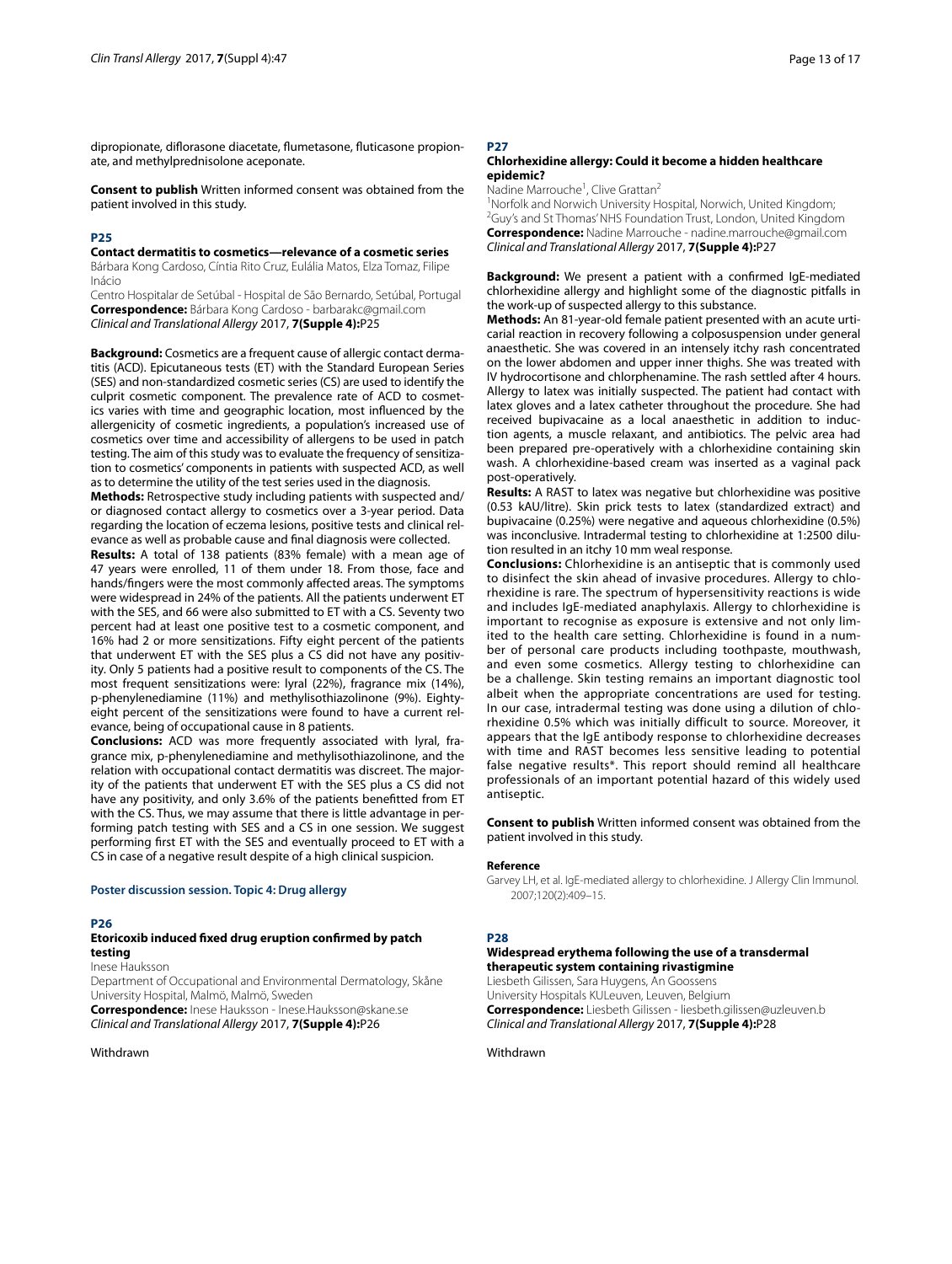dipropionate, diflorasone diacetate, flumetasone, fluticasone propionate, and methylprednisolone aceponate.

**Consent to publish** Written informed consent was obtained from the patient involved in this study.

## P25

### Contact dermatitis to cosmetics—relevance of a cosmetic series

Bárbara Kong Cardoso, Cíntia Rito Cruz, Eulália Matos, Elza Tomaz, Filipe Inácio

Centro Hospitalar de Setúbal - Hospital de São Bernardo, Setúbal, Portugal

**Correspondence:** Bárbara Kong Cardoso - barbarakc@gmail.com

*Clinical and Translational Allergy* 2017, **7(Supple 4):**P25

**Background:** Cosmetics are a frequent cause of allergic contact dermatitis (ACD). Epicutaneous tests (ET) with the Standard European Series (SES) and non-standardized cosmetic series (CS) are used to identify the culprit cosmetic component. The prevalence rate of ACD to cosmetics varies with time and geographic location, most influenced by the allergenicity of cosmetic ingredients, a population's increased use of cosmetics over time and accessibility of allergens to be used in patch testing. The aim of this study was to evaluate the frequency of sensitization to cosmetics' components in patients with suspected ACD, as well as to determine the utility of the test series used in the diagnosis.

**Methods:** Retrospective study including patients with suspected and/or diagnosed contact allergy to cosmetics over a 3-year period. Data regarding the location of eczema lesions, positive tests and clinical relevance as well as probable cause and final diagnosis were collected.

**Results:** A total of 138 patients (83% female) with a mean age of 47 years were enrolled, 11 of them under 18. From those, face and hands/fingers were the most commonly affected areas. The symptoms were widespread in 24% of the patients. All the patients underwent ET with the SES, and 66 were also submitted to ET with a CS. Seventy two percent had at least one positive test to a cosmetic component, and 16% had 2 or more sensitizations. Fifty eight percent of the patients that underwent ET with the SES plus a CS did not have any positivity. Only 5 patients had a positive result to components of the CS. The most frequent sensitizations were: lyral (22%), fragrance mix (14%), p-phenylenediamine (11%) and methylisothiazolinone (9%). Eighty-eight percent of the sensitizations were found to have a current relevance, being of occupational cause in 8 patients.

**Conclusions:** ACD was more frequently associated with lyral, fragrance mix, p-phenylenediamine and methylisothiazolinone, and the relation with occupational contact dermatitis was discreet. The majority of the patients that underwent ET with the SES plus a CS did not have any positivity, and only 3.6% of the patients benefitted from ET with the CS. Thus, we may assume that there is little advantage in performing patch testing with SES and a CS in one session. We suggest performing first ET with the SES and eventually proceed to ET with a CS in case of a negative result despite of a high clinical suspicion.

## Poster discussion session. Topic 4: Drug allergy

## P26

### Etoricoxib induced fixed drug eruption confirmed by patch testing

Inese Hauksson

Department of Occupational and Environmental Dermatology, Skåne University Hospital, Malmö, Malmö, Sweden

**Correspondence:** Inese Hauksson - Inese.Hauksson@skane.se

*Clinical and Translational Allergy* 2017, **7(Supple 4):**P26

Withdrawn

## P27

### Chlorhexidine allergy: Could it become a hidden healthcare epidemic?

Nadine Marrouche[1], Clive Grattan[2]

[1]Norfolk and Norwich University Hospital, Norwich, United Kingdom; [2]Guy's and St Thomas' NHS Foundation Trust, London, United Kingdom

**Correspondence:** Nadine Marrouche - nadine.marrouche@gmail.com

*Clinical and Translational Allergy* 2017, **7(Supple 4):**P27

**Background:** We present a patient with a confirmed IgE-mediated chlorhexidine allergy and highlight some of the diagnostic pitfalls in the work-up of suspected allergy to this substance.

**Methods:** An 81-year-old female patient presented with an acute urticarial reaction in recovery following a colposuspension under general anaesthetic. She was covered in an intensely itchy rash concentrated on the lower abdomen and upper inner thighs. She was treated with IV hydrocortisone and chlorphenamine. The rash settled after 4 hours. Allergy to latex was initially suspected. The patient had contact with latex gloves and a latex catheter throughout the procedure. She had received bupivacaine as a local anaesthetic in addition to induction agents, a muscle relaxant, and antibiotics. The pelvic area had been prepared pre-operatively with a chlorhexidine containing skin wash. A chlorhexidine-based cream was inserted as a vaginal pack post-operatively.

**Results:** A RAST to latex was negative but chlorhexidine was positive (0.53 kAU/litre). Skin prick tests to latex (standardized extract) and bupivacaine (0.25%) were negative and aqueous chlorhexidine (0.5%) was inconclusive. Intradermal testing to chlorhexidine at 1:2500 dilution resulted in an itchy 10 mm weal response.

**Conclusions:** Chlorhexidine is an antiseptic that is commonly used to disinfect the skin ahead of invasive procedures. Allergy to chlorhexidine is rare. The spectrum of hypersensitivity reactions is wide and includes IgE-mediated anaphylaxis. Allergy to chlorhexidine is important to recognise as exposure is extensive and not only limited to the health care setting. Chlorhexidine is found in a number of personal care products including toothpaste, mouthwash, and even some cosmetics. Allergy testing to chlorhexidine can be a challenge. Skin testing remains an important diagnostic tool albeit when the appropriate concentrations are used for testing. In our case, intradermal testing was done using a dilution of chlorhexidine 0.5% which was initially difficult to source. Moreover, it appears that the IgE antibody response to chlorhexidine decreases with time and RAST becomes less sensitive leading to potential false negative results*. This report should remind all healthcare professionals of an important potential hazard of this widely used antiseptic.

**Consent to publish** Written informed consent was obtained from the patient involved in this study.

### Reference

Garvey LH, et al. IgE-mediated allergy to chlorhexidine. J Allergy Clin Immunol. 2007;120(2):409–15.

## P28

### Widespread erythema following the use of a transdermal therapeutic system containing rivastigmine

Liesbeth Gilissen, Sara Huygens, An Goossens

University Hospitals KULeuven, Leuven, Belgium

**Correspondence:** Liesbeth Gilissen - liesbeth.gilissen@uzleuven.b

*Clinical and Translational Allergy* 2017, **7(Supple 4):**P28

Withdrawn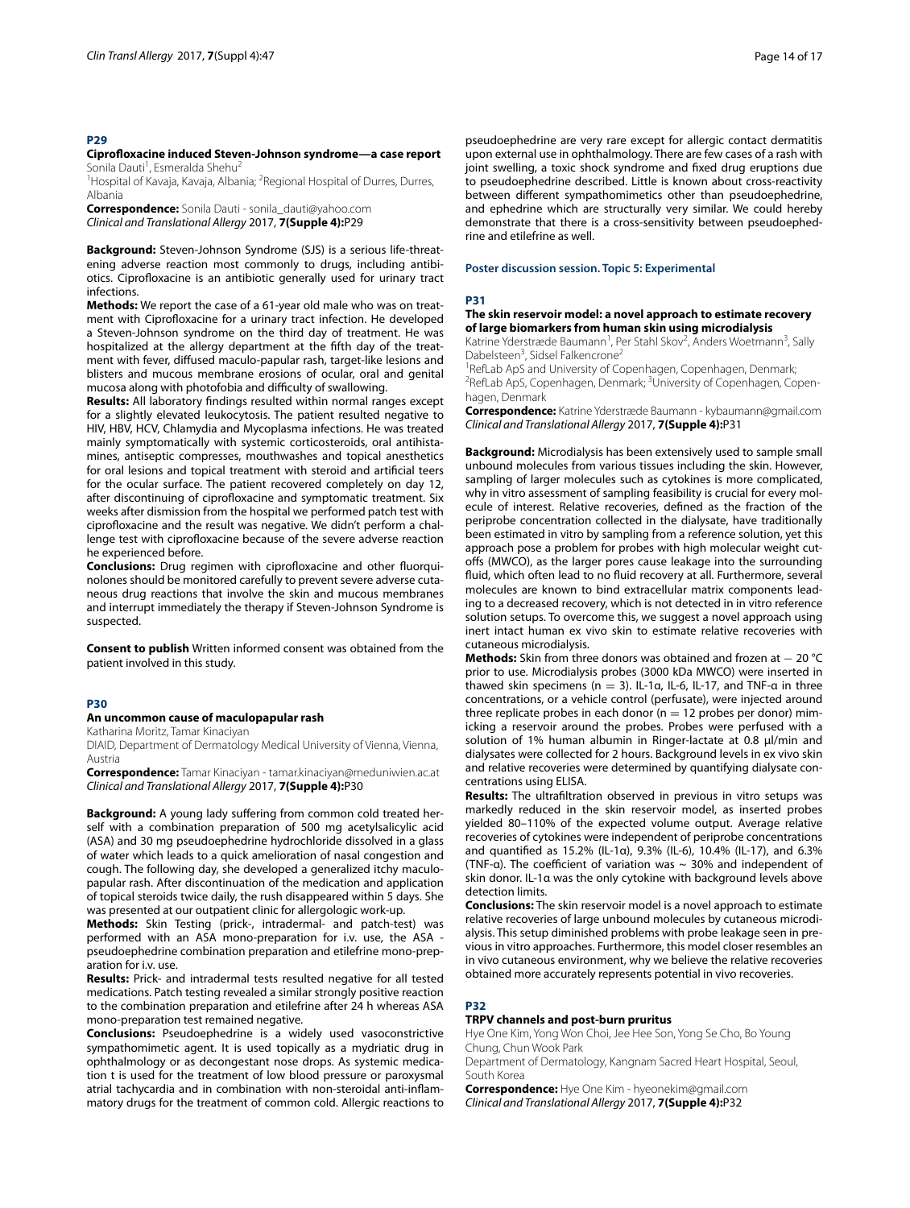## P29

### Ciprofloxacine induced Steven-Johnson syndrome—a case report

Sonila Dauti[1], Esmeralda Shehu[2]

[1]Hospital of Kavaja, Kavaja, Albania; [2]Regional Hospital of Durres, Durres, Albania

**Correspondence:** Sonila Dauti - sonila_dauti@yahoo.com
*Clinical and Translational Allergy* 2017, **7(Supple 4):**P29

**Background:** Steven-Johnson Syndrome (SJS) is a serious life-threatening adverse reaction most commonly to drugs, including antibiotics. Ciprofloxacine is an antibiotic generally used for urinary tract infections.

**Methods:** We report the case of a 61-year old male who was on treatment with Ciprofloxacine for a urinary tract infection. He developed a Steven-Johnson syndrome on the third day of treatment. He was hospitalized at the allergy department at the fifth day of the treatment with fever, diffused maculo-papular rash, target-like lesions and blisters and mucous membrane erosions of ocular, oral and genital mucosa along with photofobia and difficulty of swallowing.

**Results:** All laboratory findings resulted within normal ranges except for a slightly elevated leukocytosis. The patient resulted negative to HIV, HBV, HCV, Chlamydia and Mycoplasma infections. He was treated mainly symptomatically with systemic corticosteroids, oral antihistamines, antiseptic compresses, mouthwashes and topical anesthetics for oral lesions and topical treatment with steroid and artificial teers for the ocular surface. The patient recovered completely on day 12, after discontinuing of ciprofloxacine and symptomatic treatment. Six weeks after dismission from the hospital we performed patch test with ciprofloxacine and the result was negative. We didn't perform a challenge test with ciprofloxacine because of the severe adverse reaction he experienced before.

**Conclusions:** Drug regimen with ciprofloxacine and other fluorquinolones should be monitored carefully to prevent severe adverse cutaneous drug reactions that involve the skin and mucous membranes and interrupt immediately the therapy if Steven-Johnson Syndrome is suspected.

**Consent to publish** Written informed consent was obtained from the patient involved in this study.

## P30

### An uncommon cause of maculopapular rash

Katharina Moritz, Tamar Kinaciyan

DIAID, Department of Dermatology Medical University of Vienna, Vienna, Austria

**Correspondence:** Tamar Kinaciyan - tamar.kinaciyan@meduniwien.ac.at
*Clinical and Translational Allergy* 2017, **7(Supple 4):**P30

**Background:** A young lady suffering from common cold treated herself with a combination preparation of 500 mg acetylsalicylic acid (ASA) and 30 mg pseudoephedrine hydrochloride dissolved in a glass of water which leads to a quick amelioration of nasal congestion and cough. The following day, she developed a generalized itchy maculopapular rash. After discontinuation of the medication and application of topical steroids twice daily, the rush disappeared within 5 days. She was presented at our outpatient clinic for allergologic work-up.

**Methods:** Skin Testing (prick-, intradermal- and patch-test) was performed with an ASA mono-preparation for i.v. use, the ASA - pseudoephedrine combination preparation and etilefrine mono-preparation for i.v. use.

**Results:** Prick- and intradermal tests resulted negative for all tested medications. Patch testing revealed a similar strongly positive reaction to the combination preparation and etilefrine after 24 h whereas ASA mono-preparation test remained negative.

**Conclusions:** Pseudoephedrine is a widely used vasoconstrictive sympathomimetic agent. It is used topically as a mydriatic drug in ophthalmology or as decongestant nose drops. As systemic medication t is used for the treatment of low blood pressure or paroxysmal atrial tachycardia and in combination with non-steroidal anti-inflammatory drugs for the treatment of common cold. Allergic reactions to pseudoephedrine are very rare except for allergic contact dermatitis upon external use in ophthalmology. There are few cases of a rash with joint swelling, a toxic shock syndrome and fixed drug eruptions due to pseudoephedrine described. Little is known about cross-reactivity between different sympathomimetics other than pseudoephedrine, and ephedrine which are structurally very similar. We could hereby demonstrate that there is a cross-sensitivity between pseudoephedrine and etilefrine as well.

**Poster discussion session. Topic 5: Experimental**

## P31

### The skin reservoir model: a novel approach to estimate recovery of large biomarkers from human skin using microdialysis

Katrine Yderstræde Baumann[1], Per Stahl Skov[2], Anders Woetmann[3], Sally Dabelsteen[3], Sidsel Falkencrone[2]

[1]RefLab ApS and University of Copenhagen, Copenhagen, Denmark; [2]RefLab ApS, Copenhagen, Denmark; [3]University of Copenhagen, Copenhagen, Denmark

**Correspondence:** Katrine Yderstræde Baumann - kybaumann@gmail.com
*Clinical and Translational Allergy* 2017, **7(Supple 4):**P31

**Background:** Microdialysis has been extensively used to sample small unbound molecules from various tissues including the skin. However, sampling of larger molecules such as cytokines is more complicated, why in vitro assessment of sampling feasibility is crucial for every molecule of interest. Relative recoveries, defined as the fraction of the periprobe concentration collected in the dialysate, have traditionally been estimated in vitro by sampling from a reference solution, yet this approach pose a problem for probes with high molecular weight cutoffs (MWCO), as the larger pores cause leakage into the surrounding fluid, which often lead to no fluid recovery at all. Furthermore, several molecules are known to bind extracellular matrix components leading to a decreased recovery, which is not detected in in vitro reference solution setups. To overcome this, we suggest a novel approach using inert intact human ex vivo skin to estimate relative recoveries with cutaneous microdialysis.

**Methods:** Skin from three donors was obtained and frozen at − 20 °C prior to use. Microdialysis probes (3000 kDa MWCO) were inserted in thawed skin specimens ($n = 3$). IL-1α, IL-6, IL-17, and TNF-α in three concentrations, or a vehicle control (perfusate), were injected around three replicate probes in each donor ($n = 12$ probes per donor) mimicking a reservoir around the probes. Probes were perfused with a solution of 1% human albumin in Ringer-lactate at 0.8 µl/min and dialysates were collected for 2 hours. Background levels in ex vivo skin and relative recoveries were determined by quantifying dialysate concentrations using ELISA.

**Results:** The ultrafiltration observed in previous in vitro setups was markedly reduced in the skin reservoir model, as inserted probes yielded 80–110% of the expected volume output. Average relative recoveries of cytokines were independent of periprobe concentrations and quantified as 15.2% (IL-1α), 9.3% (IL-6), 10.4% (IL-17), and 6.3% (TNF-α). The coefficient of variation was ~ 30% and independent of skin donor. IL-1α was the only cytokine with background levels above detection limits.

**Conclusions:** The skin reservoir model is a novel approach to estimate relative recoveries of large unbound molecules by cutaneous microdialysis. This setup diminished problems with probe leakage seen in previous in vitro approaches. Furthermore, this model closer resembles an in vivo cutaneous environment, why we believe the relative recoveries obtained more accurately represents potential in vivo recoveries.

## P32

### TRPV channels and post-burn pruritus

Hye One Kim, Yong Won Choi, Jee Hee Son, Yong Se Cho, Bo Young Chung, Chun Wook Park

Department of Dermatology, Kangnam Sacred Heart Hospital, Seoul, South Korea

**Correspondence:** Hye One Kim - hyeonekim@gmail.com
*Clinical and Translational Allergy* 2017, **7(Supple 4):**P32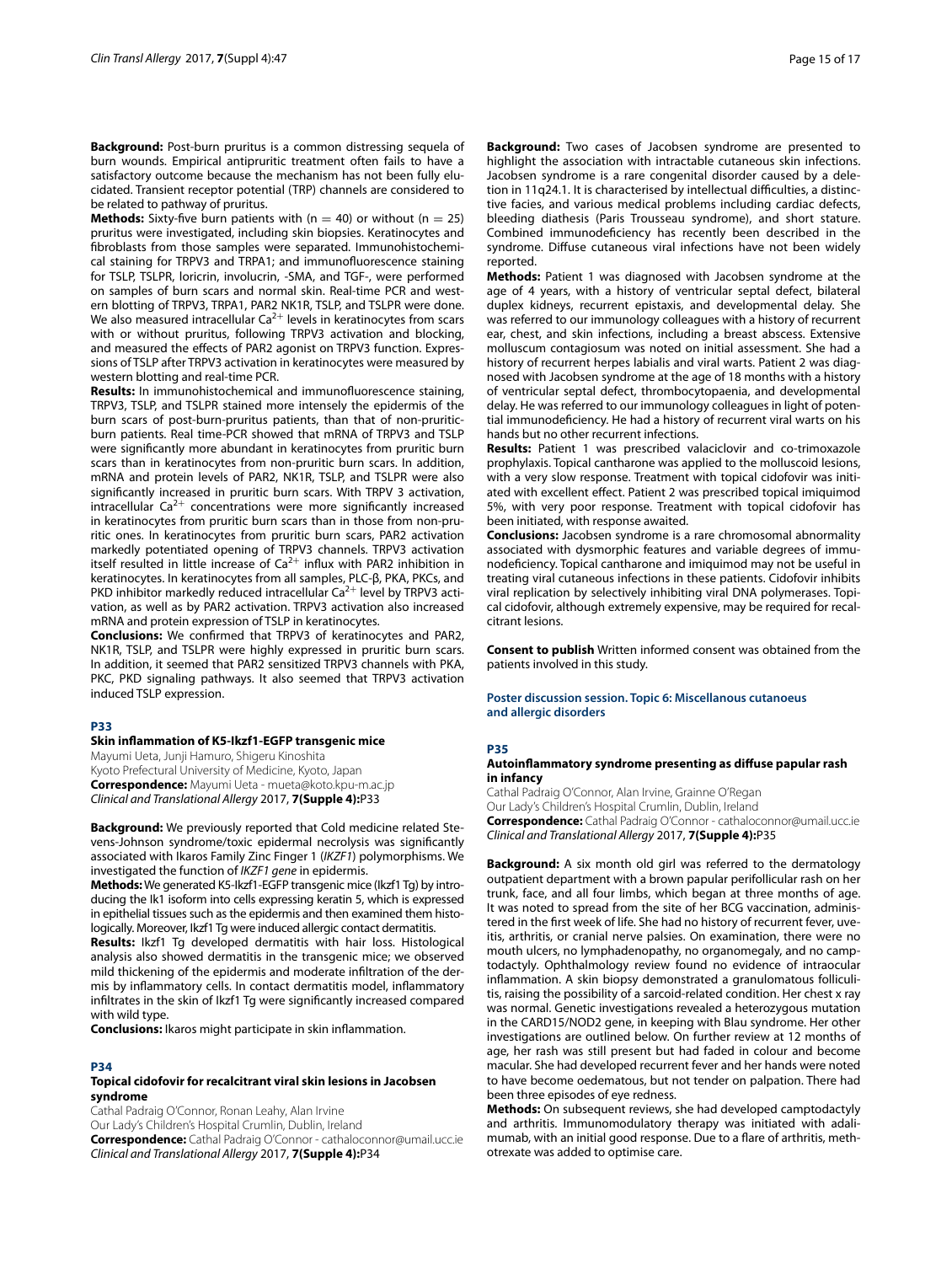**Background:** Post-burn pruritus is a common distressing sequela of burn wounds. Empirical antipruritic treatment often fails to have a satisfactory outcome because the mechanism has not been fully elucidated. Transient receptor potential (TRP) channels are considered to be related to pathway of pruritus.

**Methods:** Sixty-five burn patients with (n = 40) or without (n = 25) pruritus were investigated, including skin biopsies. Keratinocytes and fibroblasts from those samples were separated. Immunohistochemical staining for TRPV3 and TRPA1; and immunofluorescence staining for TSLP, TSLPR, loricrin, involucrin, -SMA, and TGF-, were performed on samples of burn scars and normal skin. Real-time PCR and western blotting of TRPV3, TRPA1, PAR2 NK1R, TSLP, and TSLPR were done. We also measured intracellular $Ca^{2+}$ levels in keratinocytes from scars with or without pruritus, following TRPV3 activation and blocking, and measured the effects of PAR2 agonist on TRPV3 function. Expressions of TSLP after TRPV3 activation in keratinocytes were measured by western blotting and real-time PCR.

**Results:** In immunohistochemical and immunofluorescence staining, TRPV3, TSLP, and TSLPR stained more intensely the epidermis of the burn scars of post-burn-pruritus patients, than that of non-pruritic-burn patients. Real time-PCR showed that mRNA of TRPV3 and TSLP were significantly more abundant in keratinocytes from pruritic burn scars than in keratinocytes from non-pruritic burn scars. In addition, mRNA and protein levels of PAR2, NK1R, TSLP, and TSLPR were also significantly increased in pruritic burn scars. With TRPV 3 activation, intracellular $Ca^{2+}$ concentrations were more significantly increased in keratinocytes from pruritic burn scars than in those from non-pruritic ones. In keratinocytes from pruritic burn scars, PAR2 activation markedly potentiated opening of TRPV3 channels. TRPV3 activation itself resulted in little increase of $Ca^{2+}$ influx with PAR2 inhibition in keratinocytes. In keratinocytes from all samples, PLC-β, PKA, PKCs, and PKD inhibitor markedly reduced intracellular $Ca^{2+}$ level by TRPV3 activation, as well as by PAR2 activation. TRPV3 activation also increased mRNA and protein expression of TSLP in keratinocytes.

**Conclusions:** We confirmed that TRPV3 of keratinocytes and PAR2, NK1R, TSLP, and TSLPR were highly expressed in pruritic burn scars. In addition, it seemed that PAR2 sensitized TRPV3 channels with PKA, PKC, PKD signaling pathways. It also seemed that TRPV3 activation induced TSLP expression.

## P33

### Skin inflammation of K5-Ikzf1-EGFP transgenic mice

Mayumi Ueta, Junji Hamuro, Shigeru Kinoshita

Kyoto Prefectural University of Medicine, Kyoto, Japan

**Correspondence:** Mayumi Ueta - mueta@koto.kpu-m.ac.jp

*Clinical and Translational Allergy* 2017, **7(Supple 4):**P33

**Background:** We previously reported that Cold medicine related Stevens-Johnson syndrome/toxic epidermal necrolysis was significantly associated with Ikaros Family Zinc Finger 1 (*IKZF1*) polymorphisms. We investigated the function of *IKZF1 gene* in epidermis.

**Methods:** We generated K5-Ikzf1-EGFP transgenic mice (Ikzf1 Tg) by introducing the Ik1 isoform into cells expressing keratin 5, which is expressed in epithelial tissues such as the epidermis and then examined them histologically. Moreover, Ikzf1 Tg were induced allergic contact dermatitis.

**Results:** Ikzf1 Tg developed dermatitis with hair loss. Histological analysis also showed dermatitis in the transgenic mice; we observed mild thickening of the epidermis and moderate infiltration of the dermis by inflammatory cells. In contact dermatitis model, inflammatory infiltrates in the skin of Ikzf1 Tg were significantly increased compared with wild type.

**Conclusions:** Ikaros might participate in skin inflammation.

## P34

### Topical cidofovir for recalcitrant viral skin lesions in Jacobsen syndrome

Cathal Padraig O'Connor, Ronan Leahy, Alan Irvine

Our Lady's Children's Hospital Crumlin, Dublin, Ireland

**Correspondence:** Cathal Padraig O'Connor - cathaloconnor@umail.ucc.ie

*Clinical and Translational Allergy* 2017, **7(Supple 4):**P34

**Background:** Two cases of Jacobsen syndrome are presented to highlight the association with intractable cutaneous skin infections. Jacobsen syndrome is a rare congenital disorder caused by a deletion in 11q24.1. It is characterised by intellectual difficulties, a distinctive facies, and various medical problems including cardiac defects, bleeding diathesis (Paris Trousseau syndrome), and short stature. Combined immunodeficiency has recently been described in the syndrome. Diffuse cutaneous viral infections have not been widely reported.

**Methods:** Patient 1 was diagnosed with Jacobsen syndrome at the age of 4 years, with a history of ventricular septal defect, bilateral duplex kidneys, recurrent epistaxis, and developmental delay. She was referred to our immunology colleagues with a history of recurrent ear, chest, and skin infections, including a breast abscess. Extensive molluscum contagiosum was noted on initial assessment. She had a history of recurrent herpes labialis and viral warts. Patient 2 was diagnosed with Jacobsen syndrome at the age of 18 months with a history of ventricular septal defect, thrombocytopaenia, and developmental delay. He was referred to our immunology colleagues in light of potential immunodeficiency. He had a history of recurrent viral warts on his hands but no other recurrent infections.

**Results:** Patient 1 was prescribed valaciclovir and co-trimoxazole prophylaxis. Topical cantharone was applied to the molluscoid lesions, with a very slow response. Treatment with topical cidofovir was initiated with excellent effect. Patient 2 was prescribed topical imiquimod 5%, with very poor response. Treatment with topical cidofovir has been initiated, with response awaited.

**Conclusions:** Jacobsen syndrome is a rare chromosomal abnormality associated with dysmorphic features and variable degrees of immunodeficiency. Topical cantharone and imiquimod may not be useful in treating viral cutaneous infections in these patients. Cidofovir inhibits viral replication by selectively inhibiting viral DNA polymerases. Topical cidofovir, although extremely expensive, may be required for recalcitrant lesions.

**Consent to publish** Written informed consent was obtained from the patients involved in this study.

# Poster discussion session. Topic 6: Miscellanous cutanoeus and allergic disorders

## P35

### Autoinflammatory syndrome presenting as diffuse papular rash in infancy

Cathal Padraig O'Connor, Alan Irvine, Grainne O'Regan

Our Lady's Children's Hospital Crumlin, Dublin, Ireland

**Correspondence:** Cathal Padraig O'Connor - cathaloconnor@umail.ucc.ie

*Clinical and Translational Allergy* 2017, **7(Supple 4):**P35

**Background:** A six month old girl was referred to the dermatology outpatient department with a brown papular perifollicular rash on her trunk, face, and all four limbs, which began at three months of age. It was noted to spread from the site of her BCG vaccination, administered in the first week of life. She had no history of recurrent fever, uveitis, arthritis, or cranial nerve palsies. On examination, there were no mouth ulcers, no lymphadenopathy, no organomegaly, and no camptodactyly. Ophthalmology review found no evidence of intraocular inflammation. A skin biopsy demonstrated a granulomatous folliculitis, raising the possibility of a sarcoid-related condition. Her chest x ray was normal. Genetic investigations revealed a heterozygous mutation in the CARD15/NOD2 gene, in keeping with Blau syndrome. Her other investigations are outlined below. On further review at 12 months of age, her rash was still present but had faded in colour and become macular. She had developed recurrent fever and her hands were noted to have become oedematous, but not tender on palpation. There had been three episodes of eye redness.

**Methods:** On subsequent reviews, she had developed camptodactyly and arthritis. Immunomodulatory therapy was initiated with adalimumab, with an initial good response. Due to a flare of arthritis, methotrexate was added to optimise care.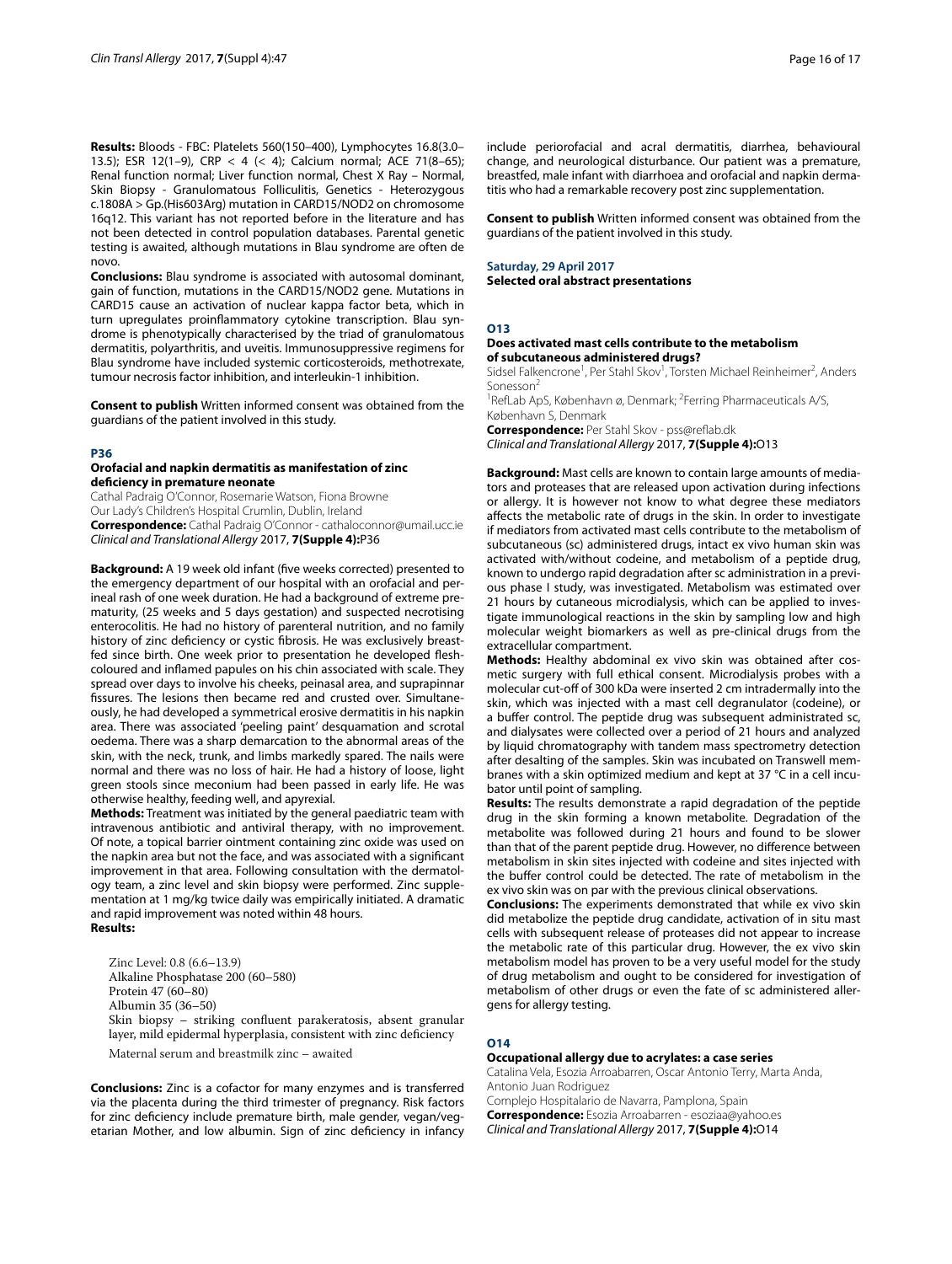**Results:** Bloods - FBC: Platelets 560(150–400), Lymphocytes 16.8(3.0–13.5); ESR 12(1–9), CRP < 4 (< 4); Calcium normal; ACE 71(8–65); Renal function normal; Liver function normal, Chest X Ray – Normal, Skin Biopsy - Granulomatous Folliculitis, Genetics - Heterozygous c.1808A > Gp.(His603Arg) mutation in CARD15/NOD2 on chromosome 16q12. This variant has not reported before in the literature and has not been detected in control population databases. Parental genetic testing is awaited, although mutations in Blau syndrome are often de novo.

**Conclusions:** Blau syndrome is associated with autosomal dominant, gain of function, mutations in the CARD15/NOD2 gene. Mutations in CARD15 cause an activation of nuclear kappa factor beta, which in turn upregulates proinflammatory cytokine transcription. Blau syndrome is phenotypically characterised by the triad of granulomatous dermatitis, polyarthritis, and uveitis. Immunosuppressive regimens for Blau syndrome have included systemic corticosteroids, methotrexate, tumour necrosis factor inhibition, and interleukin-1 inhibition.

**Consent to publish** Written informed consent was obtained from the guardians of the patient involved in this study.

## P36

### Orofacial and napkin dermatitis as manifestation of zinc deficiency in premature neonate

Cathal Padraig O'Connor, Rosemarie Watson, Fiona Browne

Our Lady's Children's Hospital Crumlin, Dublin, Ireland

**Correspondence:** Cathal Padraig O'Connor - cathaloconnor@umail.ucc.ie

*Clinical and Translational Allergy* 2017, **7(Supple 4):**P36

**Background:** A 19 week old infant (five weeks corrected) presented to the emergency department of our hospital with an orofacial and perineal rash of one week duration. He had a background of extreme prematurity, (25 weeks and 5 days gestation) and suspected necrotising enterocolitis. He had no history of parenteral nutrition, and no family history of zinc deficiency or cystic fibrosis. He was exclusively breastfed since birth. One week prior to presentation he developed flesh-coloured and inflamed papules on his chin associated with scale. They spread over days to involve his cheeks, peinasal area, and suprapinnar fissures. The lesions then became red and crusted over. Simultaneously, he had developed a symmetrical erosive dermatitis in his napkin area. There was associated 'peeling paint' desquamation and scrotal oedema. There was a sharp demarcation to the abnormal areas of the skin, with the neck, trunk, and limbs markedly spared. The nails were normal and there was no loss of hair. He had a history of loose, light green stools since meconium had been passed in early life. He was otherwise healthy, feeding well, and apyrexial.

**Methods:** Treatment was initiated by the general paediatric team with intravenous antibiotic and antiviral therapy, with no improvement. Of note, a topical barrier ointment containing zinc oxide was used on the napkin area but not the face, and was associated with a significant improvement in that area. Following consultation with the dermatology team, a zinc level and skin biopsy were performed. Zinc supplementation at 1 mg/kg twice daily was empirically initiated. A dramatic and rapid improvement was noted within 48 hours.

**Results:**

Zinc Level: 0.8 (6.6–13.9)
Alkaline Phosphatase 200 (60–580)
Protein 47 (60–80)
Albumin 35 (36–50)
Skin biopsy – striking confluent parakeratosis, absent granular layer, mild epidermal hyperplasia, consistent with zinc deficiency

Maternal serum and breastmilk zinc – awaited

**Conclusions:** Zinc is a cofactor for many enzymes and is transferred via the placenta during the third trimester of pregnancy. Risk factors for zinc deficiency include premature birth, male gender, vegan/vegetarian Mother, and low albumin. Sign of zinc deficiency in infancy include periorofacial and acral dermatitis, diarrhea, behavioural change, and neurological disturbance. Our patient was a premature, breastfed, male infant with diarrhoea and orofacial and napkin dermatitis who had a remarkable recovery post zinc supplementation.

**Consent to publish** Written informed consent was obtained from the guardians of the patient involved in this study.

**Saturday, 29 April 2017**
**Selected oral abstract presentations**

## O13

### Does activated mast cells contribute to the metabolism of subcutaneous administered drugs?

Sidsel Falkencrone[1], Per Stahl Skov[1], Torsten Michael Reinheimer[2], Anders Sonesson[2]

[1]RefLab ApS, København ø, Denmark; [2]Ferring Pharmaceuticals A/S, København S, Denmark

**Correspondence:** Per Stahl Skov - pss@reflab.dk

*Clinical and Translational Allergy* 2017, **7(Supple 4):**O13

**Background:** Mast cells are known to contain large amounts of mediators and proteases that are released upon activation during infections or allergy. It is however not know to what degree these mediators affects the metabolic rate of drugs in the skin. In order to investigate if mediators from activated mast cells contribute to the metabolism of subcutaneous (sc) administered drugs, intact ex vivo human skin was activated with/without codeine, and metabolism of a peptide drug, known to undergo rapid degradation after sc administration in a previous phase I study, was investigated. Metabolism was estimated over 21 hours by cutaneous microdialysis, which can be applied to investigate immunological reactions in the skin by sampling low and high molecular weight biomarkers as well as pre-clinical drugs from the extracellular compartment.

**Methods:** Healthy abdominal ex vivo skin was obtained after cosmetic surgery with full ethical consent. Microdialysis probes with a molecular cut-off of 300 kDa were inserted 2 cm intradermally into the skin, which was injected with a mast cell degranulator (codeine), or a buffer control. The peptide drug was subsequent administrated sc, and dialysates were collected over a period of 21 hours and analyzed by liquid chromatography with tandem mass spectrometry detection after desalting of the samples. Skin was incubated on Transwell membranes with a skin optimized medium and kept at 37 °C in a cell incubator until point of sampling.

**Results:** The results demonstrate a rapid degradation of the peptide drug in the skin forming a known metabolite. Degradation of the metabolite was followed during 21 hours and found to be slower than that of the parent peptide drug. However, no difference between metabolism in skin sites injected with codeine and sites injected with the buffer control could be detected. The rate of metabolism in the ex vivo skin was on par with the previous clinical observations.

**Conclusions:** The experiments demonstrated that while ex vivo skin did metabolize the peptide drug candidate, activation of in situ mast cells with subsequent release of proteases did not appear to increase the metabolic rate of this particular drug. However, the ex vivo skin metabolism model has proven to be a very useful model for the study of drug metabolism and ought to be considered for investigation of metabolism of other drugs or even the fate of sc administered allergens for allergy testing.

## O14

### Occupational allergy due to acrylates: a case series

Catalina Vela, Esozia Arroabarren, Oscar Antonio Terry, Marta Anda, Antonio Juan Rodriguez

Complejo Hospitalario de Navarra, Pamplona, Spain

**Correspondence:** Esozia Arroabarren - esoziaa@yahoo.es

*Clinical and Translational Allergy* 2017, **7(Supple 4):**O14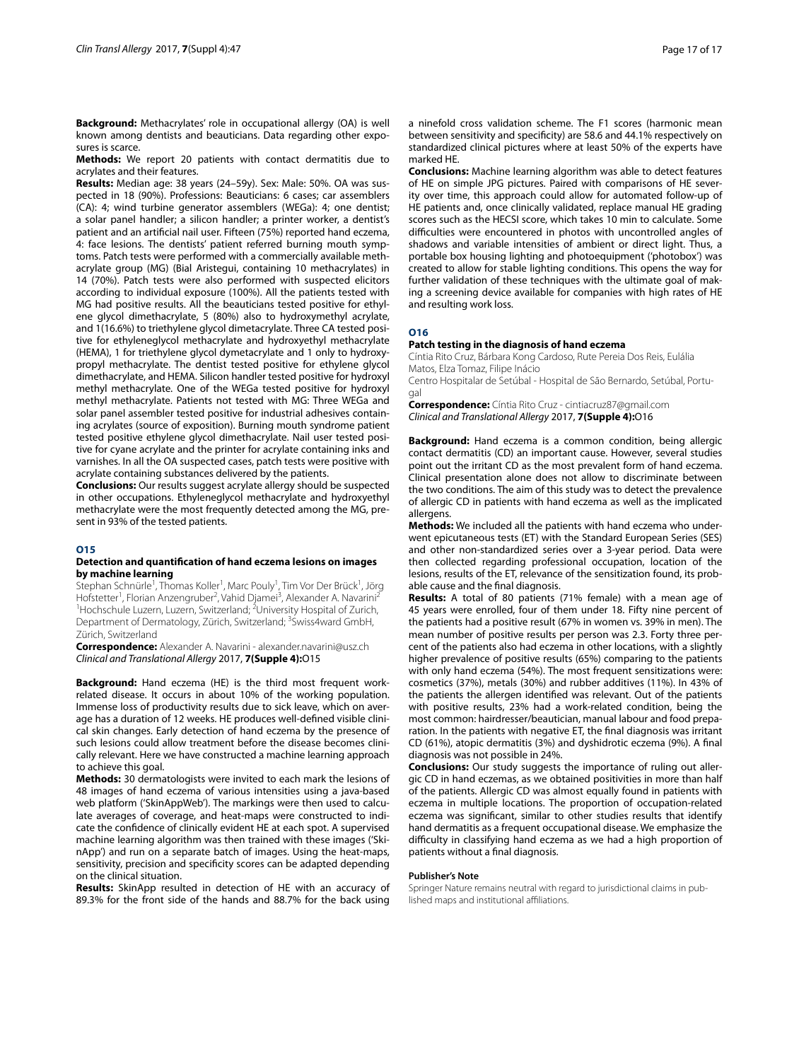**Background:** Methacrylates' role in occupational allergy (OA) is well known among dentists and beauticians. Data regarding other exposures is scarce.

**Methods:** We report 20 patients with contact dermatitis due to acrylates and their features.

**Results:** Median age: 38 years (24–59y). Sex: Male: 50%. OA was suspected in 18 (90%). Professions: Beauticians: 6 cases; car assemblers (CA): 4; wind turbine generator assemblers (WEGa): 4; one dentist; a solar panel handler; a silicon handler; a printer worker, a dentist's patient and an artificial nail user. Fifteen (75%) reported hand eczema, 4: face lesions. The dentists' patient referred burning mouth symptoms. Patch tests were performed with a commercially available methacrylate group (MG) (Bial Aristegui, containing 10 methacrylates) in 14 (70%). Patch tests were also performed with suspected elicitors according to individual exposure (100%). All the patients tested with MG had positive results. All the beauticians tested positive for ethylene glycol dimethacrylate, 5 (80%) also to hydroxymethyl acrylate, and 1(16.6%) to triethylene glycol dimetacrylate. Three CA tested positive for ethyleneglycol methacrylate and hydroxyethyl methacrylate (HEMA), 1 for triethylene glycol dymetacrylate and 1 only to hydroxypropyl methacrylate. The dentist tested positive for ethylene glycol dimethacrylate, and HEMA. Silicon handler tested positive for hydroxyl methyl methacrylate. One of the WEGa tested positive for hydroxyl methyl methacrylate. Patients not tested with MG: Three WEGa and solar panel assembler tested positive for industrial adhesives containing acrylates (source of exposition). Burning mouth syndrome patient tested positive ethylene glycol dimethacrylate. Nail user tested positive for cyane acrylate and the printer for acrylate containing inks and varnishes. In all the OA suspected cases, patch tests were positive with acrylate containing substances delivered by the patients.

**Conclusions:** Our results suggest acrylate allergy should be suspected in other occupations. Ethyleneglycol methacrylate and hydroxyethyl methacrylate were the most frequently detected among the MG, present in 93% of the tested patients.

## O15

### Detection and quantification of hand eczema lesions on images by machine learning

Stephan Schnürle[1], Thomas Koller[1], Marc Pouly[1], Tim Vor Der Brück[1], Jörg Hofstetter[1], Florian Anzengruber[2], Vahid Djamei[3], Alexander A. Navarini[2]

[1]Hochschule Luzern, Luzern, Switzerland; [2]University Hospital of Zurich, Department of Dermatology, Zürich, Switzerland; [3]Swiss4ward GmbH, Zürich, Switzerland

**Correspondence:** Alexander A. Navarini - alexander.navarini@usz.ch
*Clinical and Translational Allergy* 2017, **7(Supple 4):**O15

**Background:** Hand eczema (HE) is the third most frequent work-related disease. It occurs in about 10% of the working population. Immense loss of productivity results due to sick leave, which on average has a duration of 12 weeks. HE produces well-defined visible clinical skin changes. Early detection of hand eczema by the presence of such lesions could allow treatment before the disease becomes clinically relevant. Here we have constructed a machine learning approach to achieve this goal.

**Methods:** 30 dermatologists were invited to each mark the lesions of 48 images of hand eczema of various intensities using a java-based web platform ('SkinAppWeb'). The markings were then used to calculate averages of coverage, and heat-maps were constructed to indicate the confidence of clinically evident HE at each spot. A supervised machine learning algorithm was then trained with these images ('SkinApp') and run on a separate batch of images. Using the heat-maps, sensitivity, precision and specificity scores can be adapted depending on the clinical situation.

**Results:** SkinApp resulted in detection of HE with an accuracy of 89.3% for the front side of the hands and 88.7% for the back using a ninefold cross validation scheme. The F1 scores (harmonic mean between sensitivity and specificity) are 58.6 and 44.1% respectively on standardized clinical pictures where at least 50% of the experts have marked HE.

**Conclusions:** Machine learning algorithm was able to detect features of HE on simple JPG pictures. Paired with comparisons of HE severity over time, this approach could allow for automated follow-up of HE patients and, once clinically validated, replace manual HE grading scores such as the HECSI score, which takes 10 min to calculate. Some difficulties were encountered in photos with uncontrolled angles of shadows and variable intensities of ambient or direct light. Thus, a portable box housing lighting and photoequipment ('photobox') was created to allow for stable lighting conditions. This opens the way for further validation of these techniques with the ultimate goal of making a screening device available for companies with high rates of HE and resulting work loss.

## O16

### Patch testing in the diagnosis of hand eczema

Cíntia Rito Cruz, Bárbara Kong Cardoso, Rute Pereia Dos Reis, Eulália Matos, Elza Tomaz, Filipe Inácio

Centro Hospitalar de Setúbal - Hospital de São Bernardo, Setúbal, Portugal

**Correspondence:** Cíntia Rito Cruz - cintiacruz87@gmail.com
*Clinical and Translational Allergy* 2017, **7(Supple 4):**O16

**Background:** Hand eczema is a common condition, being allergic contact dermatitis (CD) an important cause. However, several studies point out the irritant CD as the most prevalent form of hand eczema. Clinical presentation alone does not allow to discriminate between the two conditions. The aim of this study was to detect the prevalence of allergic CD in patients with hand eczema as well as the implicated allergens.

**Methods:** We included all the patients with hand eczema who underwent epicutaneous tests (ET) with the Standard European Series (SES) and other non-standardized series over a 3-year period. Data were then collected regarding professional occupation, location of the lesions, results of the ET, relevance of the sensitization found, its probable cause and the final diagnosis.

**Results:** A total of 80 patients (71% female) with a mean age of 45 years were enrolled, four of them under 18. Fifty nine percent of the patients had a positive result (67% in women vs. 39% in men). The mean number of positive results per person was 2.3. Forty three percent of the patients also had eczema in other locations, with a slightly higher prevalence of positive results (65%) comparing to the patients with only hand eczema (54%). The most frequent sensitizations were: cosmetics (37%), metals (30%) and rubber additives (11%). In 43% of the patients the allergen identified was relevant. Out of the patients with positive results, 23% had a work-related condition, being the most common: hairdresser/beautician, manual labour and food preparation. In the patients with negative ET, the final diagnosis was irritant CD (61%), atopic dermatitis (3%) and dyshidrotic eczema (9%). A final diagnosis was not possible in 24%.

**Conclusions:** Our study suggests the importance of ruling out allergic CD in hand eczemas, as we obtained positivities in more than half of the patients. Allergic CD was almost equally found in patients with eczema in multiple locations. The proportion of occupation-related eczema was significant, similar to other studies results that identify hand dermatitis as a frequent occupational disease. We emphasize the difficulty in classifying hand eczema as we had a high proportion of patients without a final diagnosis.

#### Publisher's Note

Springer Nature remains neutral with regard to jurisdictional claims in published maps and institutional affiliations.